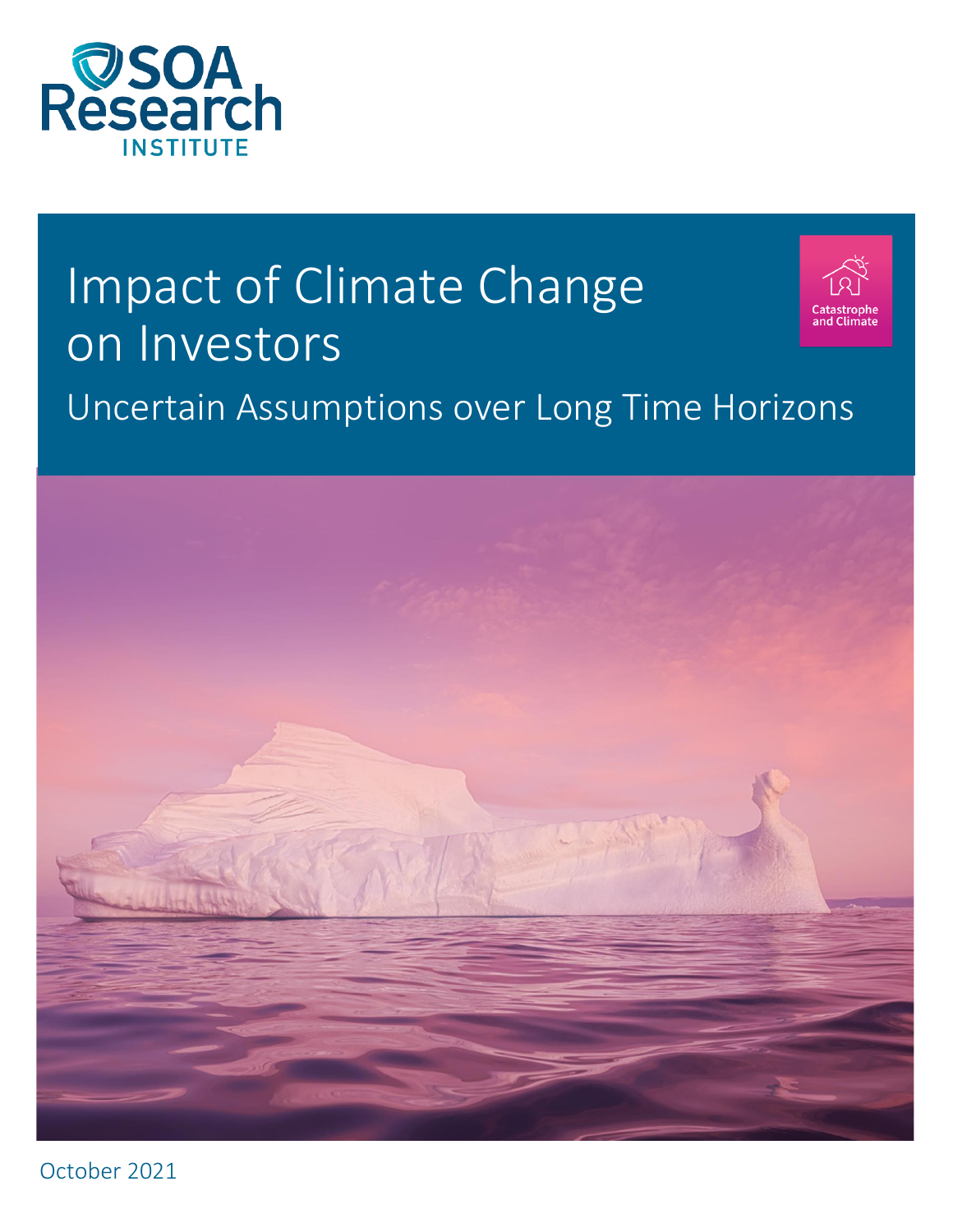SOA Research INSTITUTE

# Impact of Climate Change on Investors

## Uncertain Assumptions over Long Time Horizons

Catastrophe and Climate

October 2021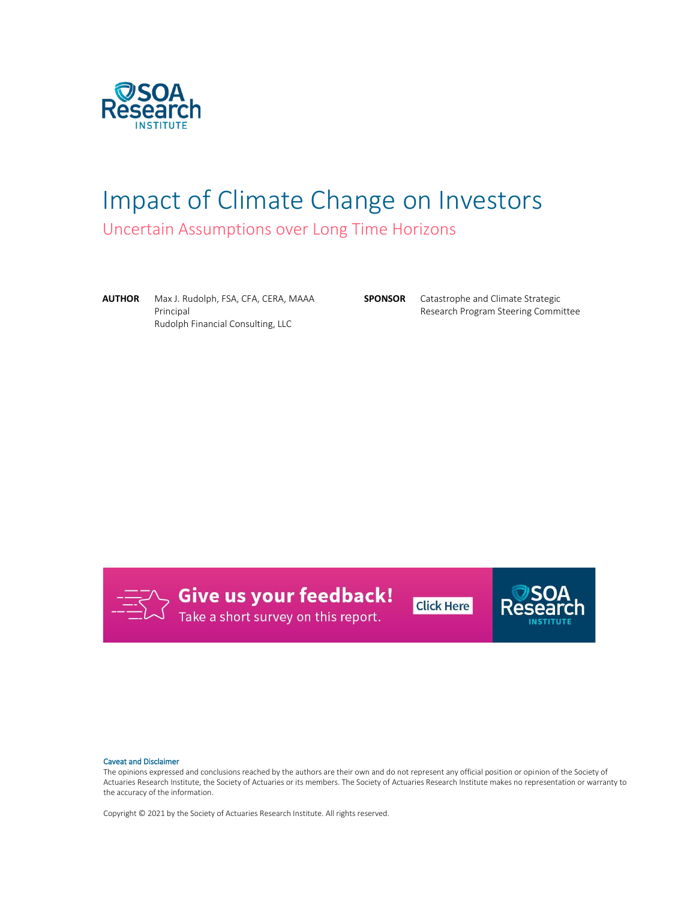# Impact of Climate Change on Investors

## Uncertain Assumptions over Long Time Horizons

**AUTHOR** Max J. Rudolph, FSA, CFA, CERA, MAAA
Principal
Rudolph Financial Consulting, LLC

**SPONSOR** Catastrophe and Climate Strategic Research Program Steering Committee

**Give us your feedback!**
Take a short survey on this report.
Click Here

**Caveat and Disclaimer**
The opinions expressed and conclusions reached by the authors are their own and do not represent any official position or opinion of the Society of Actuaries Research Institute, the Society of Actuaries or its members. The Society of Actuaries Research Institute makes no representation or warranty to the accuracy of the information.

Copyright © 2021 by the Society of Actuaries Research Institute. All rights reserved.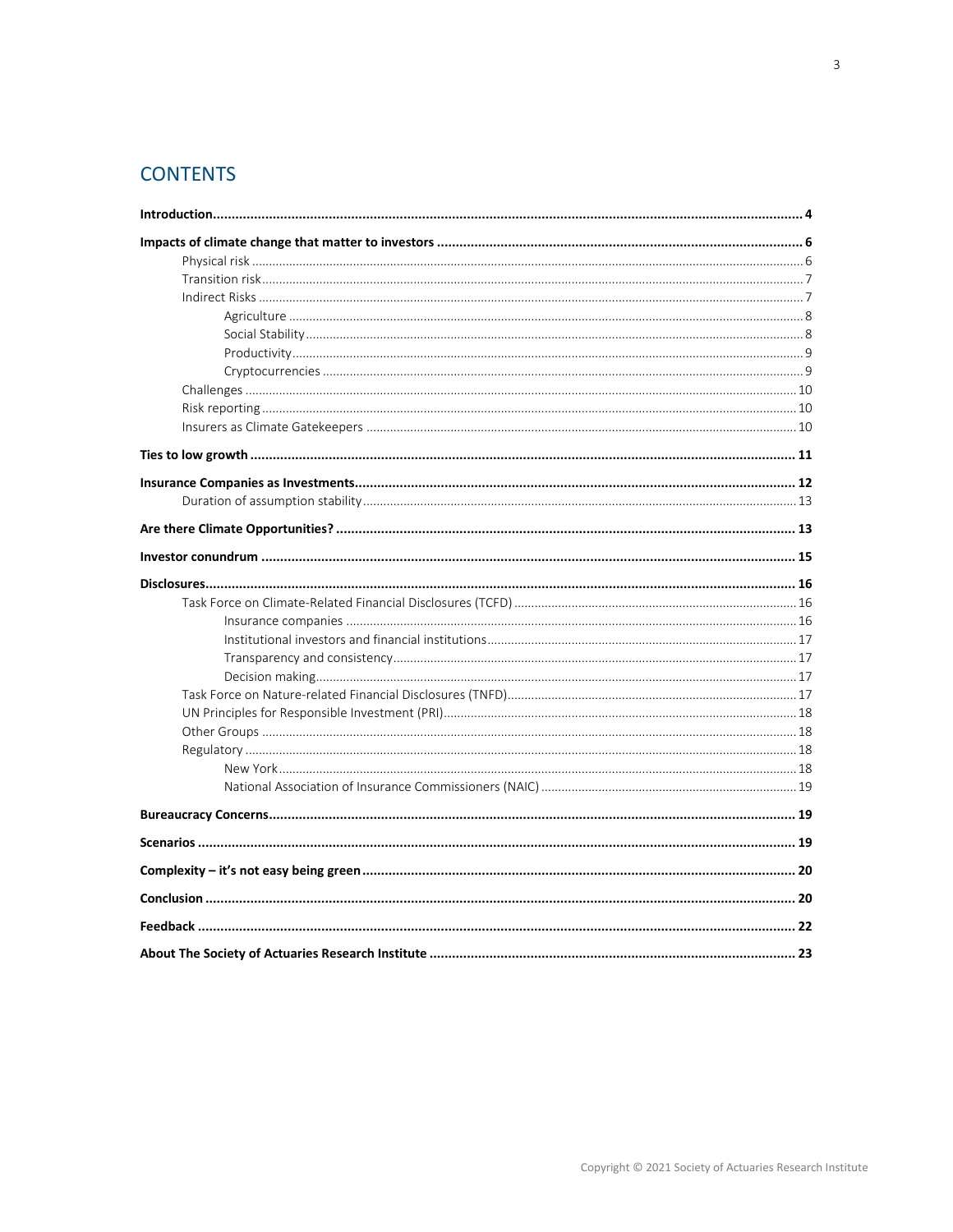## CONTENTS

**Introduction** ..... **4**

**Impacts of climate change that matter to investors** ..... **6**

- Physical risk ..... 6
- Transition risk ..... 7
- Indirect Risks ..... 7
  - Agriculture ..... 8
  - Social Stability ..... 8
  - Productivity ..... 9
  - Cryptocurrencies ..... 9
- Challenges ..... 10
- Risk reporting ..... 10
- Insurers as Climate Gatekeepers ..... 10

**Ties to low growth** ..... **11**

**Insurance Companies as Investments** ..... **12**

- Duration of assumption stability ..... 13

**Are there Climate Opportunities?** ..... **13**

**Investor conundrum** ..... **15**

**Disclosures** ..... **16**

- Task Force on Climate-Related Financial Disclosures (TCFD) ..... 16
  - Insurance companies ..... 16
  - Institutional investors and financial institutions ..... 17
  - Transparency and consistency ..... 17
  - Decision making ..... 17
- Task Force on Nature-related Financial Disclosures (TNFD) ..... 17
- UN Principles for Responsible Investment (PRI) ..... 18
- Other Groups ..... 18
- Regulatory ..... 18
  - New York ..... 18
  - National Association of Insurance Commissioners (NAIC) ..... 19

**Bureaucracy Concerns** ..... **19**

**Scenarios** ..... **19**

**Complexity – it's not easy being green** ..... **20**

**Conclusion** ..... **20**

**Feedback** ..... **22**

**About The Society of Actuaries Research Institute** ..... **23**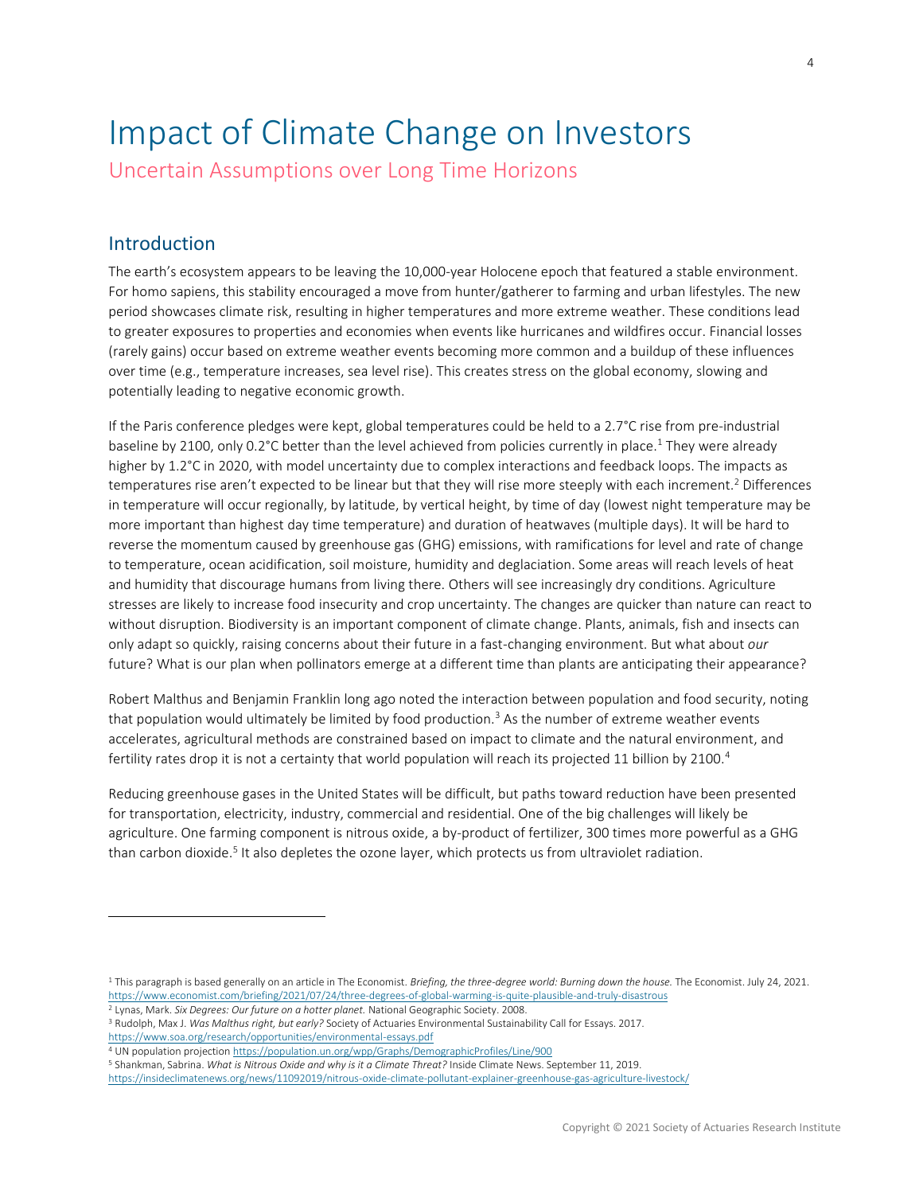# Impact of Climate Change on Investors

## Uncertain Assumptions over Long Time Horizons

### Introduction

The earth's ecosystem appears to be leaving the 10,000-year Holocene epoch that featured a stable environment. For homo sapiens, this stability encouraged a move from hunter/gatherer to farming and urban lifestyles. The new period showcases climate risk, resulting in higher temperatures and more extreme weather. These conditions lead to greater exposures to properties and economies when events like hurricanes and wildfires occur. Financial losses (rarely gains) occur based on extreme weather events becoming more common and a buildup of these influences over time (e.g., temperature increases, sea level rise). This creates stress on the global economy, slowing and potentially leading to negative economic growth.

If the Paris conference pledges were kept, global temperatures could be held to a 2.7°C rise from pre-industrial baseline by 2100, only 0.2°C better than the level achieved from policies currently in place.[1] They were already higher by 1.2°C in 2020, with model uncertainty due to complex interactions and feedback loops. The impacts as temperatures rise aren't expected to be linear but that they will rise more steeply with each increment.[2] Differences in temperature will occur regionally, by latitude, by vertical height, by time of day (lowest night temperature may be more important than highest day time temperature) and duration of heatwaves (multiple days). It will be hard to reverse the momentum caused by greenhouse gas (GHG) emissions, with ramifications for level and rate of change to temperature, ocean acidification, soil moisture, humidity and deglaciation. Some areas will reach levels of heat and humidity that discourage humans from living there. Others will see increasingly dry conditions. Agriculture stresses are likely to increase food insecurity and crop uncertainty. The changes are quicker than nature can react to without disruption. Biodiversity is an important component of climate change. Plants, animals, fish and insects can only adapt so quickly, raising concerns about their future in a fast-changing environment. But what about *our* future? What is our plan when pollinators emerge at a different time than plants are anticipating their appearance?

Robert Malthus and Benjamin Franklin long ago noted the interaction between population and food security, noting that population would ultimately be limited by food production.[3] As the number of extreme weather events accelerates, agricultural methods are constrained based on impact to climate and the natural environment, and fertility rates drop it is not a certainty that world population will reach its projected 11 billion by 2100.[4]

Reducing greenhouse gases in the United States will be difficult, but paths toward reduction have been presented for transportation, electricity, industry, commercial and residential. One of the big challenges will likely be agriculture. One farming component is nitrous oxide, a by-product of fertilizer, 300 times more powerful as a GHG than carbon dioxide.[5] It also depletes the ozone layer, which protects us from ultraviolet radiation.

---

[1] This paragraph is based generally on an article in The Economist. *Briefing, the three-degree world: Burning down the house.* The Economist. July 24, 2021. https://www.economist.com/briefing/2021/07/24/three-degrees-of-global-warming-is-quite-plausible-and-truly-disastrous

[2] Lynas, Mark. *Six Degrees: Our future on a hotter planet.* National Geographic Society. 2008.

[3] Rudolph, Max J. *Was Malthus right, but early?* Society of Actuaries Environmental Sustainability Call for Essays. 2017. https://www.soa.org/research/opportunities/environmental-essays.pdf

[4] UN population projection https://population.un.org/wpp/Graphs/DemographicProfiles/Line/900

[5] Shankman, Sabrina. *What is Nitrous Oxide and why is it a Climate Threat?* Inside Climate News. September 11, 2019. https://insideclimatenews.org/news/11092019/nitrous-oxide-climate-pollutant-explainer-greenhouse-gas-agriculture-livestock/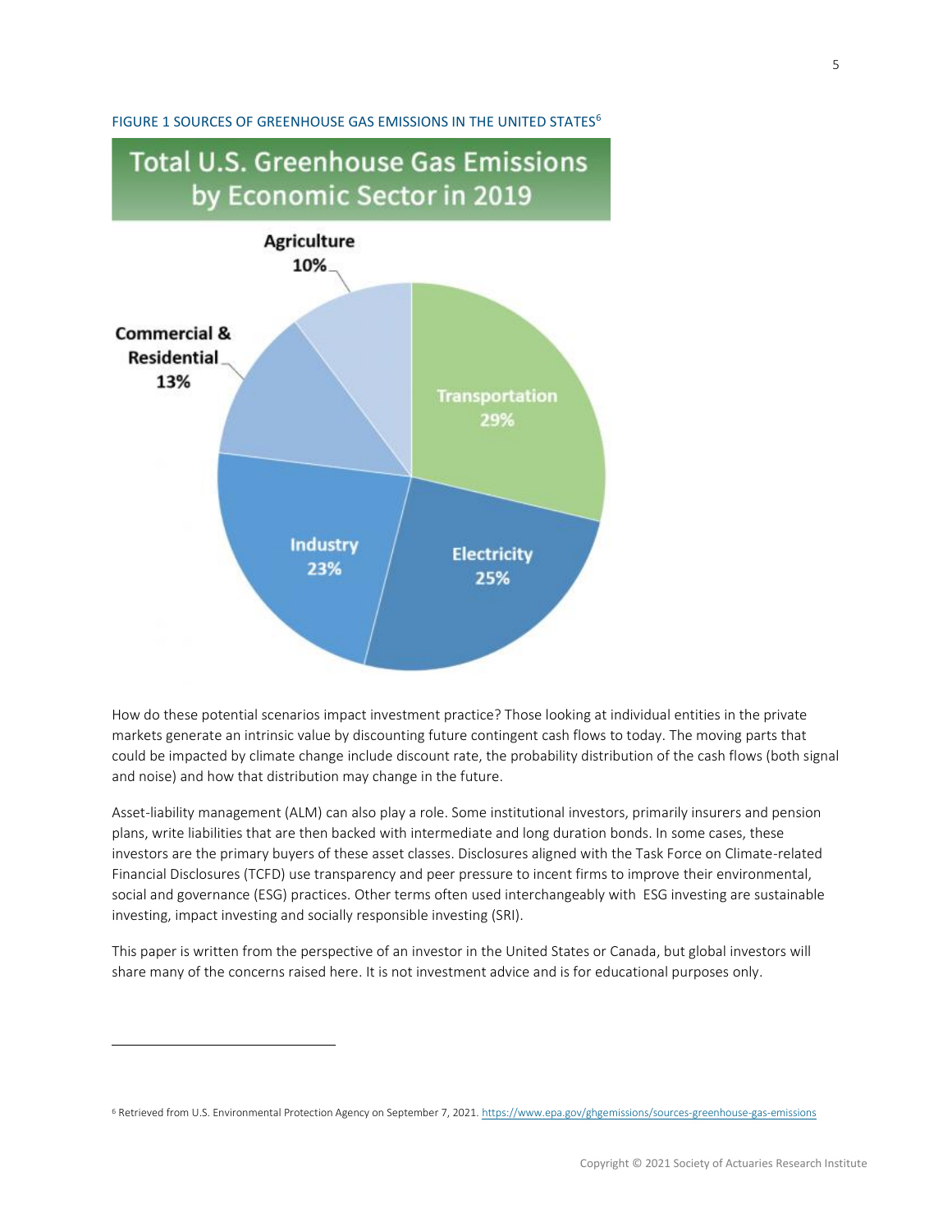FIGURE 1 SOURCES OF GREENHOUSE GAS EMISSIONS IN THE UNITED STATES[6]

Total U.S. Greenhouse Gas Emissions by Economic Sector in 2019

- Transportation 29%
- Electricity 25%
- Industry 23%
- Commercial & Residential 13%
- Agriculture 10%

How do these potential scenarios impact investment practice? Those looking at individual entities in the private markets generate an intrinsic value by discounting future contingent cash flows to today. The moving parts that could be impacted by climate change include discount rate, the probability distribution of the cash flows (both signal and noise) and how that distribution may change in the future.

Asset-liability management (ALM) can also play a role. Some institutional investors, primarily insurers and pension plans, write liabilities that are then backed with intermediate and long duration bonds. In some cases, these investors are the primary buyers of these asset classes. Disclosures aligned with the Task Force on Climate-related Financial Disclosures (TCFD) use transparency and peer pressure to incent firms to improve their environmental, social and governance (ESG) practices. Other terms often used interchangeably with ESG investing are sustainable investing, impact investing and socially responsible investing (SRI).

This paper is written from the perspective of an investor in the United States or Canada, but global investors will share many of the concerns raised here. It is not investment advice and is for educational purposes only.

[6] Retrieved from U.S. Environmental Protection Agency on September 7, 2021. https://www.epa.gov/ghgemissions/sources-greenhouse-gas-emissions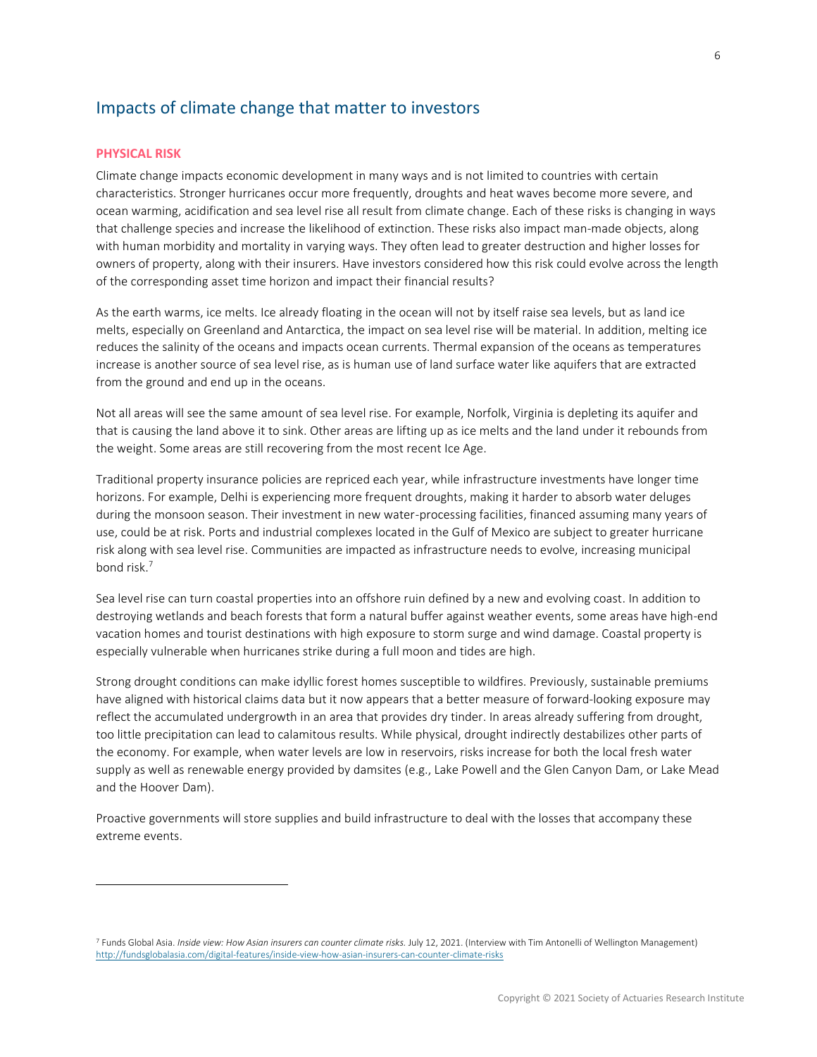## Impacts of climate change that matter to investors

### PHYSICAL RISK

Climate change impacts economic development in many ways and is not limited to countries with certain characteristics. Stronger hurricanes occur more frequently, droughts and heat waves become more severe, and ocean warming, acidification and sea level rise all result from climate change. Each of these risks is changing in ways that challenge species and increase the likelihood of extinction. These risks also impact man-made objects, along with human morbidity and mortality in varying ways. They often lead to greater destruction and higher losses for owners of property, along with their insurers. Have investors considered how this risk could evolve across the length of the corresponding asset time horizon and impact their financial results?

As the earth warms, ice melts. Ice already floating in the ocean will not by itself raise sea levels, but as land ice melts, especially on Greenland and Antarctica, the impact on sea level rise will be material. In addition, melting ice reduces the salinity of the oceans and impacts ocean currents. Thermal expansion of the oceans as temperatures increase is another source of sea level rise, as is human use of land surface water like aquifers that are extracted from the ground and end up in the oceans.

Not all areas will see the same amount of sea level rise. For example, Norfolk, Virginia is depleting its aquifer and that is causing the land above it to sink. Other areas are lifting up as ice melts and the land under it rebounds from the weight. Some areas are still recovering from the most recent Ice Age.

Traditional property insurance policies are repriced each year, while infrastructure investments have longer time horizons. For example, Delhi is experiencing more frequent droughts, making it harder to absorb water deluges during the monsoon season. Their investment in new water-processing facilities, financed assuming many years of use, could be at risk. Ports and industrial complexes located in the Gulf of Mexico are subject to greater hurricane risk along with sea level rise. Communities are impacted as infrastructure needs to evolve, increasing municipal bond risk.[7]

Sea level rise can turn coastal properties into an offshore ruin defined by a new and evolving coast. In addition to destroying wetlands and beach forests that form a natural buffer against weather events, some areas have high-end vacation homes and tourist destinations with high exposure to storm surge and wind damage. Coastal property is especially vulnerable when hurricanes strike during a full moon and tides are high.

Strong drought conditions can make idyllic forest homes susceptible to wildfires. Previously, sustainable premiums have aligned with historical claims data but it now appears that a better measure of forward-looking exposure may reflect the accumulated undergrowth in an area that provides dry tinder. In areas already suffering from drought, too little precipitation can lead to calamitous results. While physical, drought indirectly destabilizes other parts of the economy. For example, when water levels are low in reservoirs, risks increase for both the local fresh water supply as well as renewable energy provided by damsites (e.g., Lake Powell and the Glen Canyon Dam, or Lake Mead and the Hoover Dam).

Proactive governments will store supplies and build infrastructure to deal with the losses that accompany these extreme events.

---

[7] Funds Global Asia. *Inside view: How Asian insurers can counter climate risks.* July 12, 2021. (Interview with Tim Antonelli of Wellington Management) http://fundsglobalasia.com/digital-features/inside-view-how-asian-insurers-can-counter-climate-risks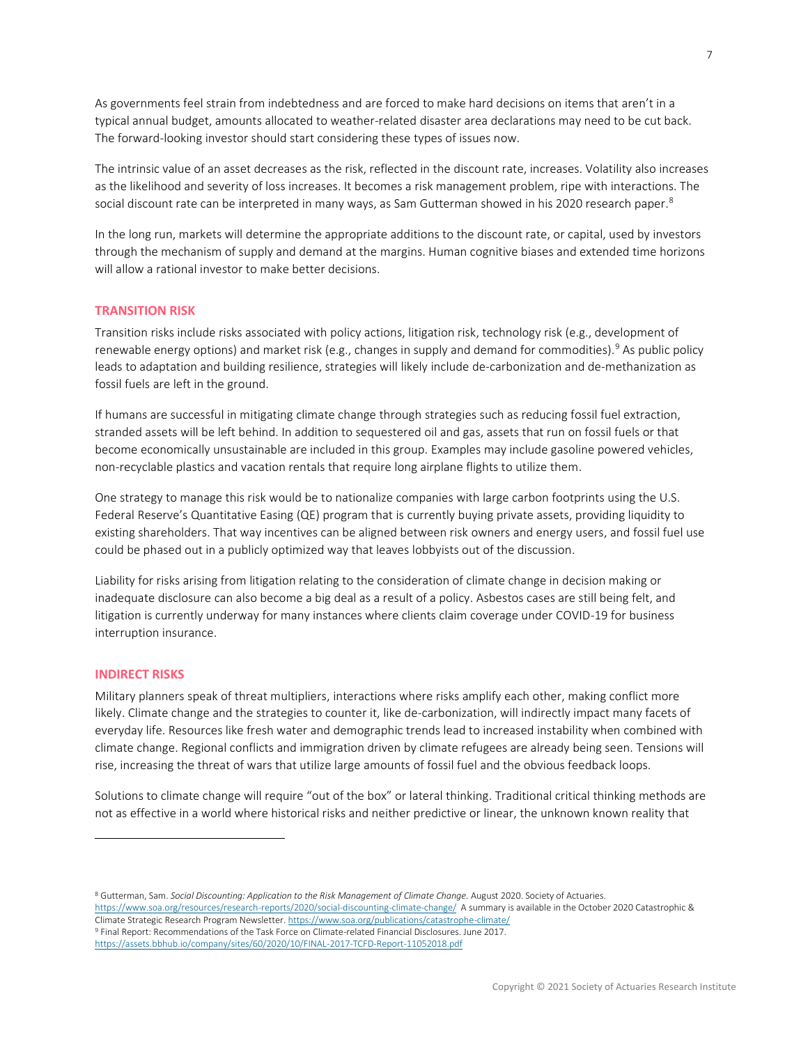As governments feel strain from indebtedness and are forced to make hard decisions on items that aren't in a typical annual budget, amounts allocated to weather-related disaster area declarations may need to be cut back. The forward-looking investor should start considering these types of issues now.

The intrinsic value of an asset decreases as the risk, reflected in the discount rate, increases. Volatility also increases as the likelihood and severity of loss increases. It becomes a risk management problem, ripe with interactions. The social discount rate can be interpreted in many ways, as Sam Gutterman showed in his 2020 research paper.[8]

In the long run, markets will determine the appropriate additions to the discount rate, or capital, used by investors through the mechanism of supply and demand at the margins. Human cognitive biases and extended time horizons will allow a rational investor to make better decisions.

## TRANSITION RISK

Transition risks include risks associated with policy actions, litigation risk, technology risk (e.g., development of renewable energy options) and market risk (e.g., changes in supply and demand for commodities).[9] As public policy leads to adaptation and building resilience, strategies will likely include de-carbonization and de-methanization as fossil fuels are left in the ground.

If humans are successful in mitigating climate change through strategies such as reducing fossil fuel extraction, stranded assets will be left behind. In addition to sequestered oil and gas, assets that run on fossil fuels or that become economically unsustainable are included in this group. Examples may include gasoline powered vehicles, non-recyclable plastics and vacation rentals that require long airplane flights to utilize them.

One strategy to manage this risk would be to nationalize companies with large carbon footprints using the U.S. Federal Reserve's Quantitative Easing (QE) program that is currently buying private assets, providing liquidity to existing shareholders. That way incentives can be aligned between risk owners and energy users, and fossil fuel use could be phased out in a publicly optimized way that leaves lobbyists out of the discussion.

Liability for risks arising from litigation relating to the consideration of climate change in decision making or inadequate disclosure can also become a big deal as a result of a policy. Asbestos cases are still being felt, and litigation is currently underway for many instances where clients claim coverage under COVID-19 for business interruption insurance.

## INDIRECT RISKS

Military planners speak of threat multipliers, interactions where risks amplify each other, making conflict more likely. Climate change and the strategies to counter it, like de-carbonization, will indirectly impact many facets of everyday life. Resources like fresh water and demographic trends lead to increased instability when combined with climate change. Regional conflicts and immigration driven by climate refugees are already being seen. Tensions will rise, increasing the threat of wars that utilize large amounts of fossil fuel and the obvious feedback loops.

Solutions to climate change will require "out of the box" or lateral thinking. Traditional critical thinking methods are not as effective in a world where historical risks and neither predictive or linear, the unknown known reality that

---

[8] Gutterman, Sam. *Social Discounting: Application to the Risk Management of Climate Change.* August 2020. Society of Actuaries. https://www.soa.org/resources/research-reports/2020/social-discounting-climate-change/ A summary is available in the October 2020 Catastrophic & Climate Strategic Research Program Newsletter. https://www.soa.org/publications/catastrophe-climate/

[9] Final Report: Recommendations of the Task Force on Climate-related Financial Disclosures. June 2017. https://assets.bbhub.io/company/sites/60/2020/10/FINAL-2017-TCFD-Report-11052018.pdf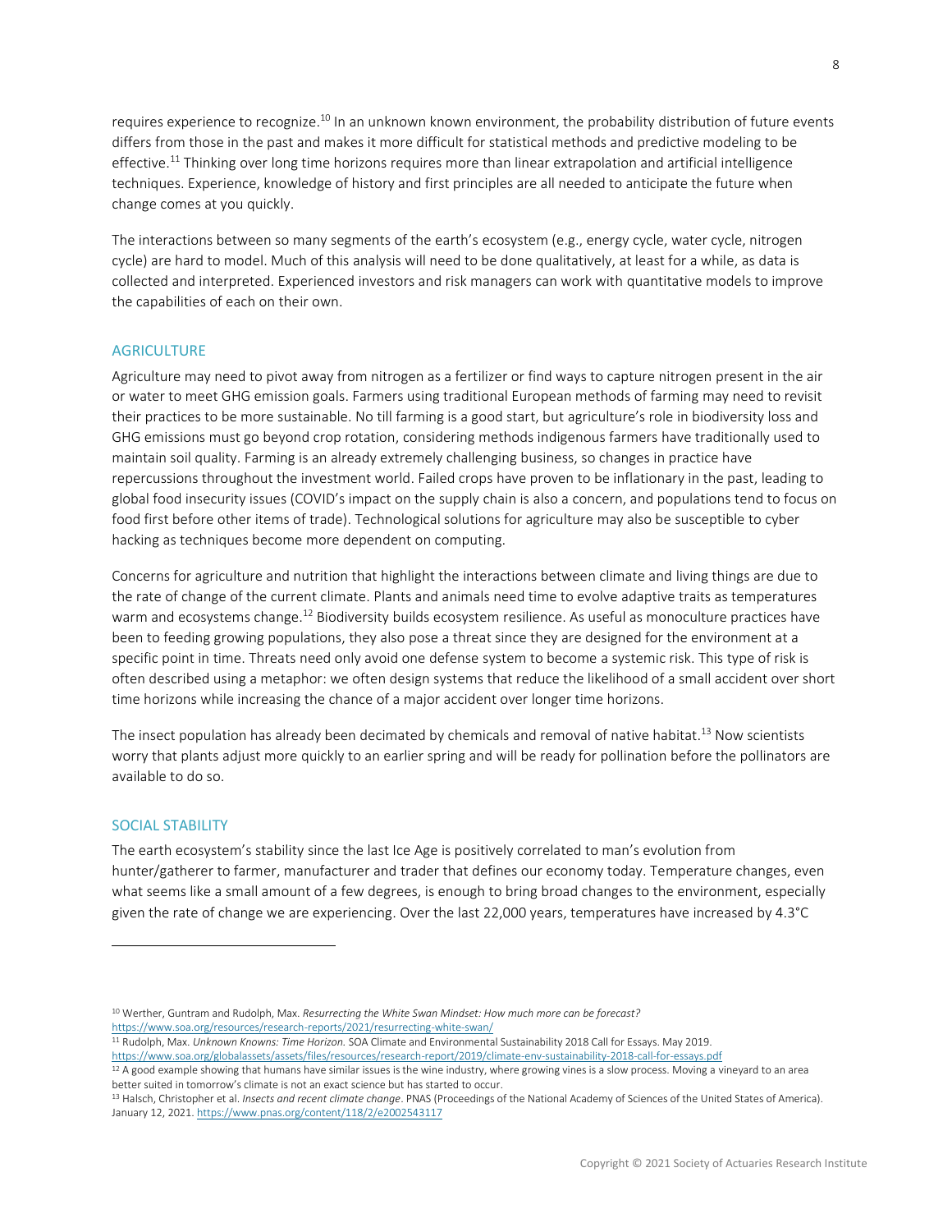requires experience to recognize.[10] In an unknown known environment, the probability distribution of future events differs from those in the past and makes it more difficult for statistical methods and predictive modeling to be effective.[11] Thinking over long time horizons requires more than linear extrapolation and artificial intelligence techniques. Experience, knowledge of history and first principles are all needed to anticipate the future when change comes at you quickly.

The interactions between so many segments of the earth's ecosystem (e.g., energy cycle, water cycle, nitrogen cycle) are hard to model. Much of this analysis will need to be done qualitatively, at least for a while, as data is collected and interpreted. Experienced investors and risk managers can work with quantitative models to improve the capabilities of each on their own.

## AGRICULTURE

Agriculture may need to pivot away from nitrogen as a fertilizer or find ways to capture nitrogen present in the air or water to meet GHG emission goals. Farmers using traditional European methods of farming may need to revisit their practices to be more sustainable. No till farming is a good start, but agriculture's role in biodiversity loss and GHG emissions must go beyond crop rotation, considering methods indigenous farmers have traditionally used to maintain soil quality. Farming is an already extremely challenging business, so changes in practice have repercussions throughout the investment world. Failed crops have proven to be inflationary in the past, leading to global food insecurity issues (COVID's impact on the supply chain is also a concern, and populations tend to focus on food first before other items of trade). Technological solutions for agriculture may also be susceptible to cyber hacking as techniques become more dependent on computing.

Concerns for agriculture and nutrition that highlight the interactions between climate and living things are due to the rate of change of the current climate. Plants and animals need time to evolve adaptive traits as temperatures warm and ecosystems change.[12] Biodiversity builds ecosystem resilience. As useful as monoculture practices have been to feeding growing populations, they also pose a threat since they are designed for the environment at a specific point in time. Threats need only avoid one defense system to become a systemic risk. This type of risk is often described using a metaphor: we often design systems that reduce the likelihood of a small accident over short time horizons while increasing the chance of a major accident over longer time horizons.

The insect population has already been decimated by chemicals and removal of native habitat.[13] Now scientists worry that plants adjust more quickly to an earlier spring and will be ready for pollination before the pollinators are available to do so.

## SOCIAL STABILITY

The earth ecosystem's stability since the last Ice Age is positively correlated to man's evolution from hunter/gatherer to farmer, manufacturer and trader that defines our economy today. Temperature changes, even what seems like a small amount of a few degrees, is enough to bring broad changes to the environment, especially given the rate of change we are experiencing. Over the last 22,000 years, temperatures have increased by 4.3°C

---

[10] Werther, Guntram and Rudolph, Max. *Resurrecting the White Swan Mindset: How much more can be forecast?* https://www.soa.org/resources/research-reports/2021/resurrecting-white-swan/

[11] Rudolph, Max. *Unknown Knowns: Time Horizon.* SOA Climate and Environmental Sustainability 2018 Call for Essays. May 2019. https://www.soa.org/globalassets/assets/files/resources/research-report/2019/climate-env-sustainability-2018-call-for-essays.pdf

[12] A good example showing that humans have similar issues is the wine industry, where growing vines is a slow process. Moving a vineyard to an area better suited in tomorrow's climate is not an exact science but has started to occur.

[13] Halsch, Christopher et al. *Insects and recent climate change*. PNAS (Proceedings of the National Academy of Sciences of the United States of America). January 12, 2021. https://www.pnas.org/content/118/2/e2002543117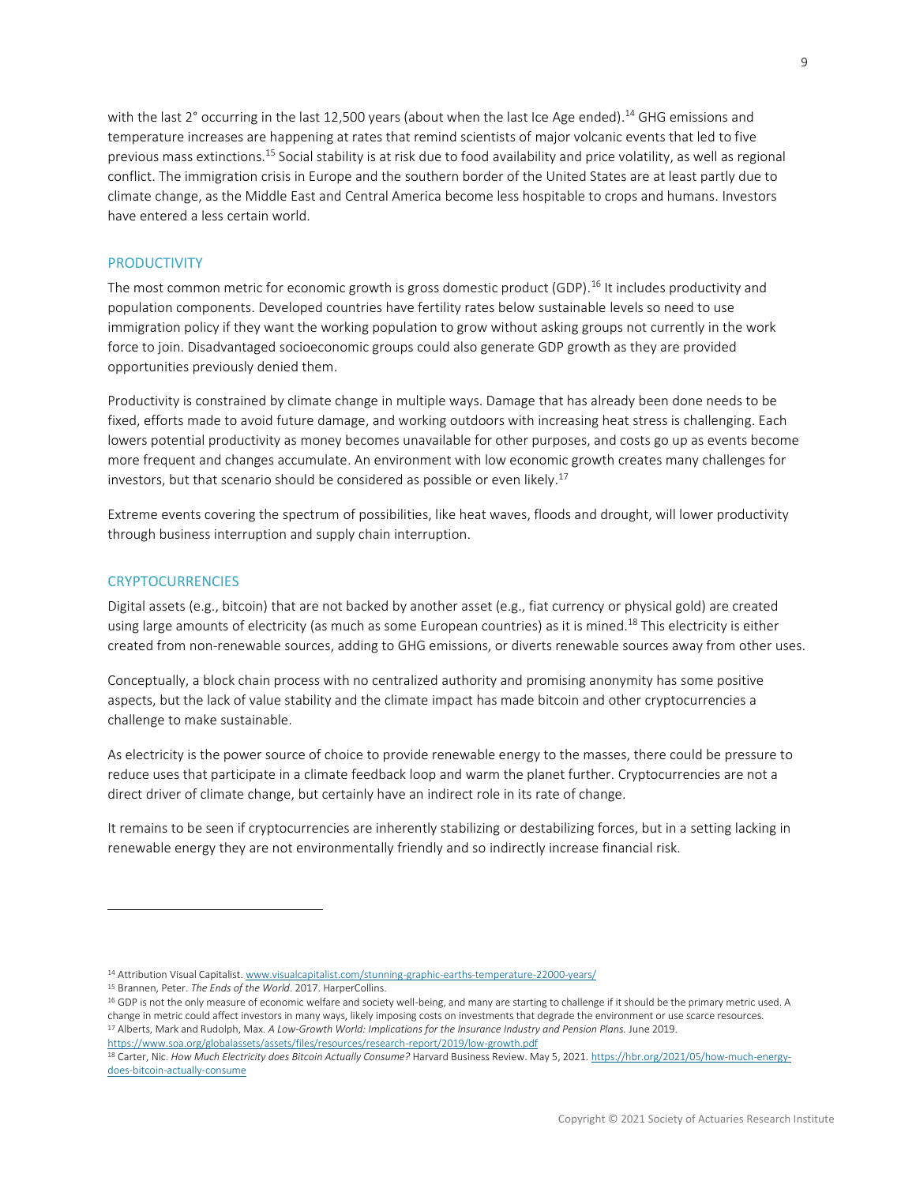with the last 2° occurring in the last 12,500 years (about when the last Ice Age ended).[14] GHG emissions and temperature increases are happening at rates that remind scientists of major volcanic events that led to five previous mass extinctions.[15] Social stability is at risk due to food availability and price volatility, as well as regional conflict. The immigration crisis in Europe and the southern border of the United States are at least partly due to climate change, as the Middle East and Central America become less hospitable to crops and humans. Investors have entered a less certain world.

## PRODUCTIVITY

The most common metric for economic growth is gross domestic product (GDP).[16] It includes productivity and population components. Developed countries have fertility rates below sustainable levels so need to use immigration policy if they want the working population to grow without asking groups not currently in the work force to join. Disadvantaged socioeconomic groups could also generate GDP growth as they are provided opportunities previously denied them.

Productivity is constrained by climate change in multiple ways. Damage that has already been done needs to be fixed, efforts made to avoid future damage, and working outdoors with increasing heat stress is challenging. Each lowers potential productivity as money becomes unavailable for other purposes, and costs go up as events become more frequent and changes accumulate. An environment with low economic growth creates many challenges for investors, but that scenario should be considered as possible or even likely.[17]

Extreme events covering the spectrum of possibilities, like heat waves, floods and drought, will lower productivity through business interruption and supply chain interruption.

## CRYPTOCURRENCIES

Digital assets (e.g., bitcoin) that are not backed by another asset (e.g., fiat currency or physical gold) are created using large amounts of electricity (as much as some European countries) as it is mined.[18] This electricity is either created from non-renewable sources, adding to GHG emissions, or diverts renewable sources away from other uses.

Conceptually, a block chain process with no centralized authority and promising anonymity has some positive aspects, but the lack of value stability and the climate impact has made bitcoin and other cryptocurrencies a challenge to make sustainable.

As electricity is the power source of choice to provide renewable energy to the masses, there could be pressure to reduce uses that participate in a climate feedback loop and warm the planet further. Cryptocurrencies are not a direct driver of climate change, but certainly have an indirect role in its rate of change.

It remains to be seen if cryptocurrencies are inherently stabilizing or destabilizing forces, but in a setting lacking in renewable energy they are not environmentally friendly and so indirectly increase financial risk.

---

[14] Attribution Visual Capitalist. www.visualcapitalist.com/stunning-graphic-earths-temperature-22000-years/

[15] Brannen, Peter. *The Ends of the World*. 2017. HarperCollins.

[16] GDP is not the only measure of economic welfare and society well-being, and many are starting to challenge if it should be the primary metric used. A change in metric could affect investors in many ways, likely imposing costs on investments that degrade the environment or use scarce resources.

[17] Alberts, Mark and Rudolph, Max. *A Low-Growth World: Implications for the Insurance Industry and Pension Plans.* June 2019. https://www.soa.org/globalassets/assets/files/resources/research-report/2019/low-growth.pdf

[18] Carter, Nic. *How Much Electricity does Bitcoin Actually Consume?* Harvard Business Review. May 5, 2021. https://hbr.org/2021/05/how-much-energy-does-bitcoin-actually-consume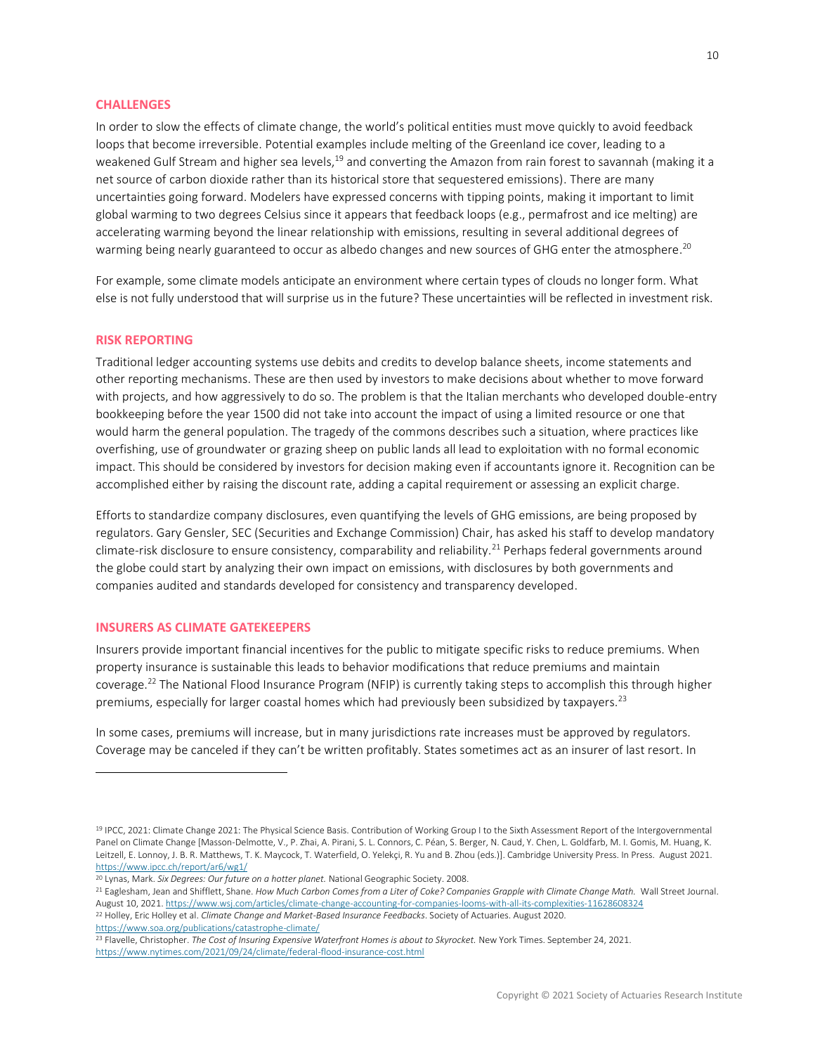## CHALLENGES

In order to slow the effects of climate change, the world's political entities must move quickly to avoid feedback loops that become irreversible. Potential examples include melting of the Greenland ice cover, leading to a weakened Gulf Stream and higher sea levels,[19] and converting the Amazon from rain forest to savannah (making it a net source of carbon dioxide rather than its historical store that sequestered emissions). There are many uncertainties going forward. Modelers have expressed concerns with tipping points, making it important to limit global warming to two degrees Celsius since it appears that feedback loops (e.g., permafrost and ice melting) are accelerating warming beyond the linear relationship with emissions, resulting in several additional degrees of warming being nearly guaranteed to occur as albedo changes and new sources of GHG enter the atmosphere.[20]

For example, some climate models anticipate an environment where certain types of clouds no longer form. What else is not fully understood that will surprise us in the future? These uncertainties will be reflected in investment risk.

## RISK REPORTING

Traditional ledger accounting systems use debits and credits to develop balance sheets, income statements and other reporting mechanisms. These are then used by investors to make decisions about whether to move forward with projects, and how aggressively to do so. The problem is that the Italian merchants who developed double-entry bookkeeping before the year 1500 did not take into account the impact of using a limited resource or one that would harm the general population. The tragedy of the commons describes such a situation, where practices like overfishing, use of groundwater or grazing sheep on public lands all lead to exploitation with no formal economic impact. This should be considered by investors for decision making even if accountants ignore it. Recognition can be accomplished either by raising the discount rate, adding a capital requirement or assessing an explicit charge.

Efforts to standardize company disclosures, even quantifying the levels of GHG emissions, are being proposed by regulators. Gary Gensler, SEC (Securities and Exchange Commission) Chair, has asked his staff to develop mandatory climate-risk disclosure to ensure consistency, comparability and reliability.[21] Perhaps federal governments around the globe could start by analyzing their own impact on emissions, with disclosures by both governments and companies audited and standards developed for consistency and transparency developed.

## INSURERS AS CLIMATE GATEKEEPERS

Insurers provide important financial incentives for the public to mitigate specific risks to reduce premiums. When property insurance is sustainable this leads to behavior modifications that reduce premiums and maintain coverage.[22] The National Flood Insurance Program (NFIP) is currently taking steps to accomplish this through higher premiums, especially for larger coastal homes which had previously been subsidized by taxpayers.[23]

In some cases, premiums will increase, but in many jurisdictions rate increases must be approved by regulators. Coverage may be canceled if they can't be written profitably. States sometimes act as an insurer of last resort. In

---

[19] IPCC, 2021: Climate Change 2021: The Physical Science Basis. Contribution of Working Group I to the Sixth Assessment Report of the Intergovernmental Panel on Climate Change [Masson-Delmotte, V., P. Zhai, A. Pirani, S. L. Connors, C. Péan, S. Berger, N. Caud, Y. Chen, L. Goldfarb, M. I. Gomis, M. Huang, K. Leitzell, E. Lonnoy, J. B. R. Matthews, T. K. Maycock, T. Waterfield, O. Yelekçi, R. Yu and B. Zhou (eds.)]. Cambridge University Press. In Press. August 2021. https://www.ipcc.ch/report/ar6/wg1/

[20] Lynas, Mark. *Six Degrees: Our future on a hotter planet.* National Geographic Society. 2008.

[21] Eaglesham, Jean and Shifflett, Shane. *How Much Carbon Comes from a Liter of Coke? Companies Grapple with Climate Change Math.* Wall Street Journal. August 10, 2021. https://www.wsj.com/articles/climate-change-accounting-for-companies-looms-with-all-its-complexities-11628608324

[22] Holley, Eric Holley et al. *Climate Change and Market-Based Insurance Feedbacks*. Society of Actuaries. August 2020. https://www.soa.org/publications/catastrophe-climate/

[23] Flavelle, Christopher. *The Cost of Insuring Expensive Waterfront Homes is about to Skyrocket.* New York Times. September 24, 2021. https://www.nytimes.com/2021/09/24/climate/federal-flood-insurance-cost.html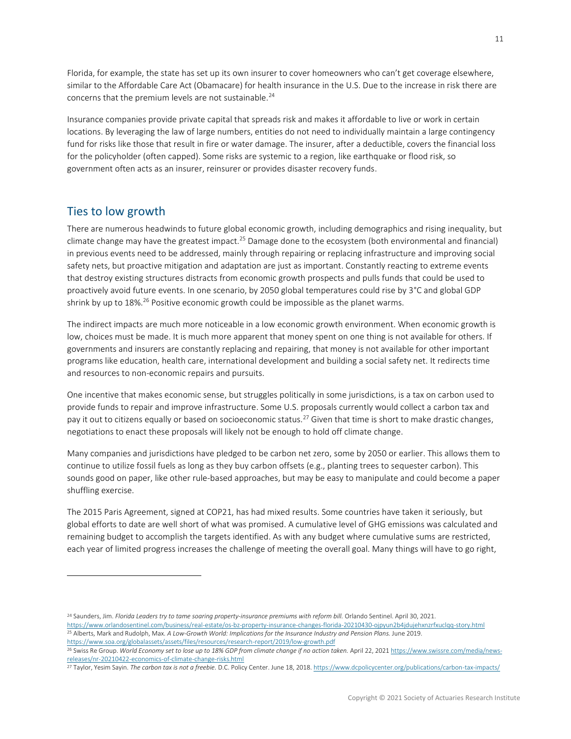Florida, for example, the state has set up its own insurer to cover homeowners who can't get coverage elsewhere, similar to the Affordable Care Act (Obamacare) for health insurance in the U.S. Due to the increase in risk there are concerns that the premium levels are not sustainable.[24]

Insurance companies provide private capital that spreads risk and makes it affordable to live or work in certain locations. By leveraging the law of large numbers, entities do not need to individually maintain a large contingency fund for risks like those that result in fire or water damage. The insurer, after a deductible, covers the financial loss for the policyholder (often capped). Some risks are systemic to a region, like earthquake or flood risk, so government often acts as an insurer, reinsurer or provides disaster recovery funds.

## Ties to low growth

There are numerous headwinds to future global economic growth, including demographics and rising inequality, but climate change may have the greatest impact.[25] Damage done to the ecosystem (both environmental and financial) in previous events need to be addressed, mainly through repairing or replacing infrastructure and improving social safety nets, but proactive mitigation and adaptation are just as important. Constantly reacting to extreme events that destroy existing structures distracts from economic growth prospects and pulls funds that could be used to proactively avoid future events. In one scenario, by 2050 global temperatures could rise by 3°C and global GDP shrink by up to 18%.[26] Positive economic growth could be impossible as the planet warms.

The indirect impacts are much more noticeable in a low economic growth environment. When economic growth is low, choices must be made. It is much more apparent that money spent on one thing is not available for others. If governments and insurers are constantly replacing and repairing, that money is not available for other important programs like education, health care, international development and building a social safety net. It redirects time and resources to non-economic repairs and pursuits.

One incentive that makes economic sense, but struggles politically in some jurisdictions, is a tax on carbon used to provide funds to repair and improve infrastructure. Some U.S. proposals currently would collect a carbon tax and pay it out to citizens equally or based on socioeconomic status.[27] Given that time is short to make drastic changes, negotiations to enact these proposals will likely not be enough to hold off climate change.

Many companies and jurisdictions have pledged to be carbon net zero, some by 2050 or earlier. This allows them to continue to utilize fossil fuels as long as they buy carbon offsets (e.g., planting trees to sequester carbon). This sounds good on paper, like other rule-based approaches, but may be easy to manipulate and could become a paper shuffling exercise.

The 2015 Paris Agreement, signed at COP21, has had mixed results. Some countries have taken it seriously, but global efforts to date are well short of what was promised. A cumulative level of GHG emissions was calculated and remaining budget to accomplish the targets identified. As with any budget where cumulative sums are restricted, each year of limited progress increases the challenge of meeting the overall goal. Many things will have to go right,

---

[24] Saunders, Jim. *Florida Leaders try to tame soaring property-insurance premiums with reform bill.* Orlando Sentinel. April 30, 2021. https://www.orlandosentinel.com/business/real-estate/os-bz-property-insurance-changes-florida-20210430-ojpyun2b4jdujehxnzrfxuclqq-story.html

[25] Alberts, Mark and Rudolph, Max. *A Low-Growth World: Implications for the Insurance Industry and Pension Plans.* June 2019. https://www.soa.org/globalassets/assets/files/resources/research-report/2019/low-growth.pdf

[26] Swiss Re Group. *World Economy set to lose up to 18% GDP from climate change if no action taken.* April 22, 2021 https://www.swissre.com/media/news-releases/nr-20210422-economics-of-climate-change-risks.html

[27] Taylor, Yesim Sayin. *The carbon tax is not a freebie.* D.C. Policy Center. June 18, 2018. https://www.dcpolicycenter.org/publications/carbon-tax-impacts/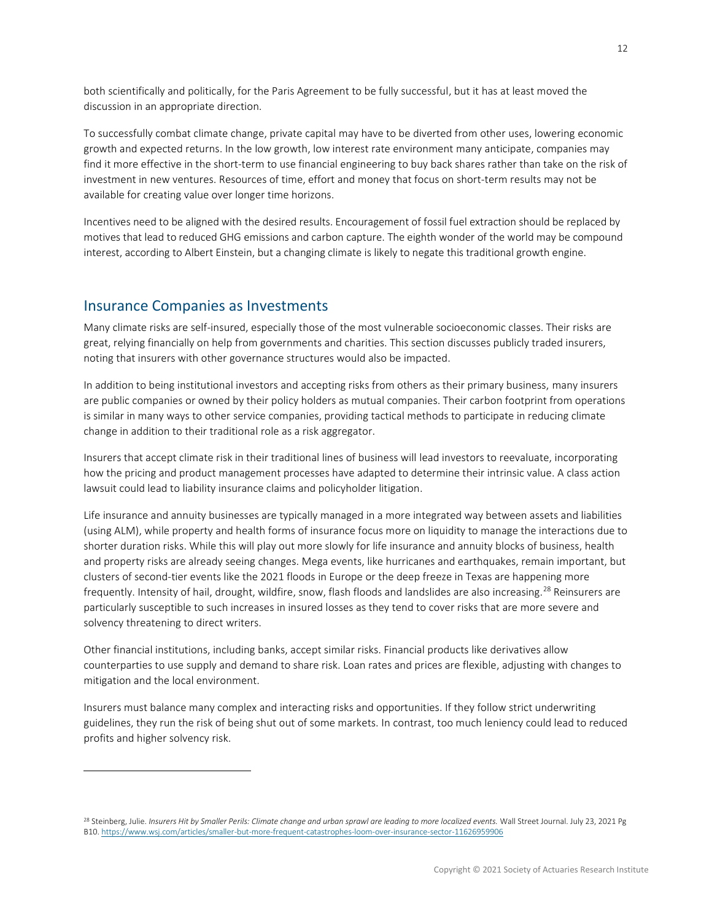both scientifically and politically, for the Paris Agreement to be fully successful, but it has at least moved the discussion in an appropriate direction.

To successfully combat climate change, private capital may have to be diverted from other uses, lowering economic growth and expected returns. In the low growth, low interest rate environment many anticipate, companies may find it more effective in the short-term to use financial engineering to buy back shares rather than take on the risk of investment in new ventures. Resources of time, effort and money that focus on short-term results may not be available for creating value over longer time horizons.

Incentives need to be aligned with the desired results. Encouragement of fossil fuel extraction should be replaced by motives that lead to reduced GHG emissions and carbon capture. The eighth wonder of the world may be compound interest, according to Albert Einstein, but a changing climate is likely to negate this traditional growth engine.

## Insurance Companies as Investments

Many climate risks are self-insured, especially those of the most vulnerable socioeconomic classes. Their risks are great, relying financially on help from governments and charities. This section discusses publicly traded insurers, noting that insurers with other governance structures would also be impacted.

In addition to being institutional investors and accepting risks from others as their primary business, many insurers are public companies or owned by their policy holders as mutual companies. Their carbon footprint from operations is similar in many ways to other service companies, providing tactical methods to participate in reducing climate change in addition to their traditional role as a risk aggregator.

Insurers that accept climate risk in their traditional lines of business will lead investors to reevaluate, incorporating how the pricing and product management processes have adapted to determine their intrinsic value. A class action lawsuit could lead to liability insurance claims and policyholder litigation.

Life insurance and annuity businesses are typically managed in a more integrated way between assets and liabilities (using ALM), while property and health forms of insurance focus more on liquidity to manage the interactions due to shorter duration risks. While this will play out more slowly for life insurance and annuity blocks of business, health and property risks are already seeing changes. Mega events, like hurricanes and earthquakes, remain important, but clusters of second-tier events like the 2021 floods in Europe or the deep freeze in Texas are happening more frequently. Intensity of hail, drought, wildfire, snow, flash floods and landslides are also increasing.[28] Reinsurers are particularly susceptible to such increases in insured losses as they tend to cover risks that are more severe and solvency threatening to direct writers.

Other financial institutions, including banks, accept similar risks. Financial products like derivatives allow counterparties to use supply and demand to share risk. Loan rates and prices are flexible, adjusting with changes to mitigation and the local environment.

Insurers must balance many complex and interacting risks and opportunities. If they follow strict underwriting guidelines, they run the risk of being shut out of some markets. In contrast, too much leniency could lead to reduced profits and higher solvency risk.

---

[28] Steinberg, Julie. *Insurers Hit by Smaller Perils: Climate change and urban sprawl are leading to more localized events.* Wall Street Journal. July 23, 2021 Pg B10. https://www.wsj.com/articles/smaller-but-more-frequent-catastrophes-loom-over-insurance-sector-11626959906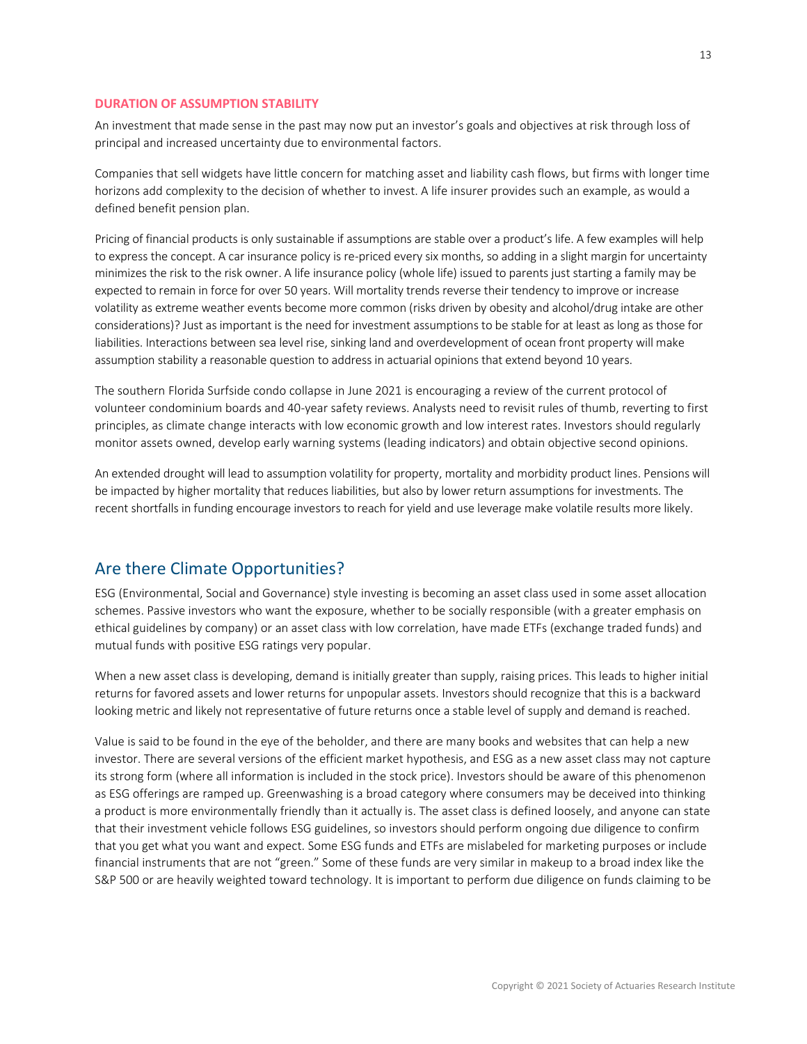#### DURATION OF ASSUMPTION STABILITY

An investment that made sense in the past may now put an investor's goals and objectives at risk through loss of principal and increased uncertainty due to environmental factors.

Companies that sell widgets have little concern for matching asset and liability cash flows, but firms with longer time horizons add complexity to the decision of whether to invest. A life insurer provides such an example, as would a defined benefit pension plan.

Pricing of financial products is only sustainable if assumptions are stable over a product's life. A few examples will help to express the concept. A car insurance policy is re-priced every six months, so adding in a slight margin for uncertainty minimizes the risk to the risk owner. A life insurance policy (whole life) issued to parents just starting a family may be expected to remain in force for over 50 years. Will mortality trends reverse their tendency to improve or increase volatility as extreme weather events become more common (risks driven by obesity and alcohol/drug intake are other considerations)? Just as important is the need for investment assumptions to be stable for at least as long as those for liabilities. Interactions between sea level rise, sinking land and overdevelopment of ocean front property will make assumption stability a reasonable question to address in actuarial opinions that extend beyond 10 years.

The southern Florida Surfside condo collapse in June 2021 is encouraging a review of the current protocol of volunteer condominium boards and 40-year safety reviews. Analysts need to revisit rules of thumb, reverting to first principles, as climate change interacts with low economic growth and low interest rates. Investors should regularly monitor assets owned, develop early warning systems (leading indicators) and obtain objective second opinions.

An extended drought will lead to assumption volatility for property, mortality and morbidity product lines. Pensions will be impacted by higher mortality that reduces liabilities, but also by lower return assumptions for investments. The recent shortfalls in funding encourage investors to reach for yield and use leverage make volatile results more likely.

## Are there Climate Opportunities?

ESG (Environmental, Social and Governance) style investing is becoming an asset class used in some asset allocation schemes. Passive investors who want the exposure, whether to be socially responsible (with a greater emphasis on ethical guidelines by company) or an asset class with low correlation, have made ETFs (exchange traded funds) and mutual funds with positive ESG ratings very popular.

When a new asset class is developing, demand is initially greater than supply, raising prices. This leads to higher initial returns for favored assets and lower returns for unpopular assets. Investors should recognize that this is a backward looking metric and likely not representative of future returns once a stable level of supply and demand is reached.

Value is said to be found in the eye of the beholder, and there are many books and websites that can help a new investor. There are several versions of the efficient market hypothesis, and ESG as a new asset class may not capture its strong form (where all information is included in the stock price). Investors should be aware of this phenomenon as ESG offerings are ramped up. Greenwashing is a broad category where consumers may be deceived into thinking a product is more environmentally friendly than it actually is. The asset class is defined loosely, and anyone can state that their investment vehicle follows ESG guidelines, so investors should perform ongoing due diligence to confirm that you get what you want and expect. Some ESG funds and ETFs are mislabeled for marketing purposes or include financial instruments that are not "green." Some of these funds are very similar in makeup to a broad index like the S&P 500 or are heavily weighted toward technology. It is important to perform due diligence on funds claiming to be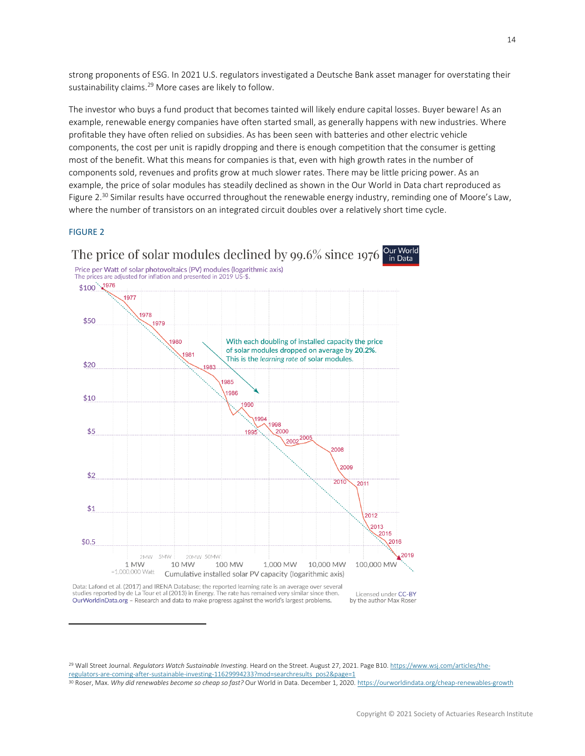strong proponents of ESG. In 2021 U.S. regulators investigated a Deutsche Bank asset manager for overstating their sustainability claims.[29] More cases are likely to follow.

The investor who buys a fund product that becomes tainted will likely endure capital losses. Buyer beware! As an example, renewable energy companies have often started small, as generally happens with new industries. Where profitable they have often relied on subsidies. As has been seen with batteries and other electric vehicle components, the cost per unit is rapidly dropping and there is enough competition that the consumer is getting most of the benefit. What this means for companies is that, even with high growth rates in the number of components sold, revenues and profits grow at much slower rates. There may be little pricing power. As an example, the price of solar modules has steadily declined as shown in the Our World in Data chart reproduced as Figure 2.[30] Similar results have occurred throughout the renewable energy industry, reminding one of Moore's Law, where the number of transistors on an integrated circuit doubles over a relatively short time cycle.

FIGURE 2

**The price of solar modules declined by 99.6% since 1976** — Our World in Data

Price per Watt of solar photovoltaics (PV) modules (logarithmic axis)
The prices are adjusted for inflation and presented in 2019 US-$.

With each doubling of installed capacity the price of solar modules dropped on average by **20.2%**. This is the *learning rate* of solar modules.

Cumulative installed solar PV capacity (logarithmic axis)

Data: Lafond et al. (2017) and IRENA Database; the reported learning rate is an average over several studies reported by de La Tour et al (2013) in Energy. The rate has remained very similar since then.
OurWorldinData.org – Research and data to make progress against the world's largest problems.
Licensed under CC-BY by the author Max Roser

---

[29] Wall Street Journal. *Regulators Watch Sustainable Investing.* Heard on the Street. August 27, 2021. Page B10. https://www.wsj.com/articles/the-regulators-are-coming-after-sustainable-investing-11629994233?mod=searchresults_pos2&page=1

[30] Roser, Max. *Why did renewables become so cheap so fast?* Our World in Data. December 1, 2020. https://ourworldindata.org/cheap-renewables-growth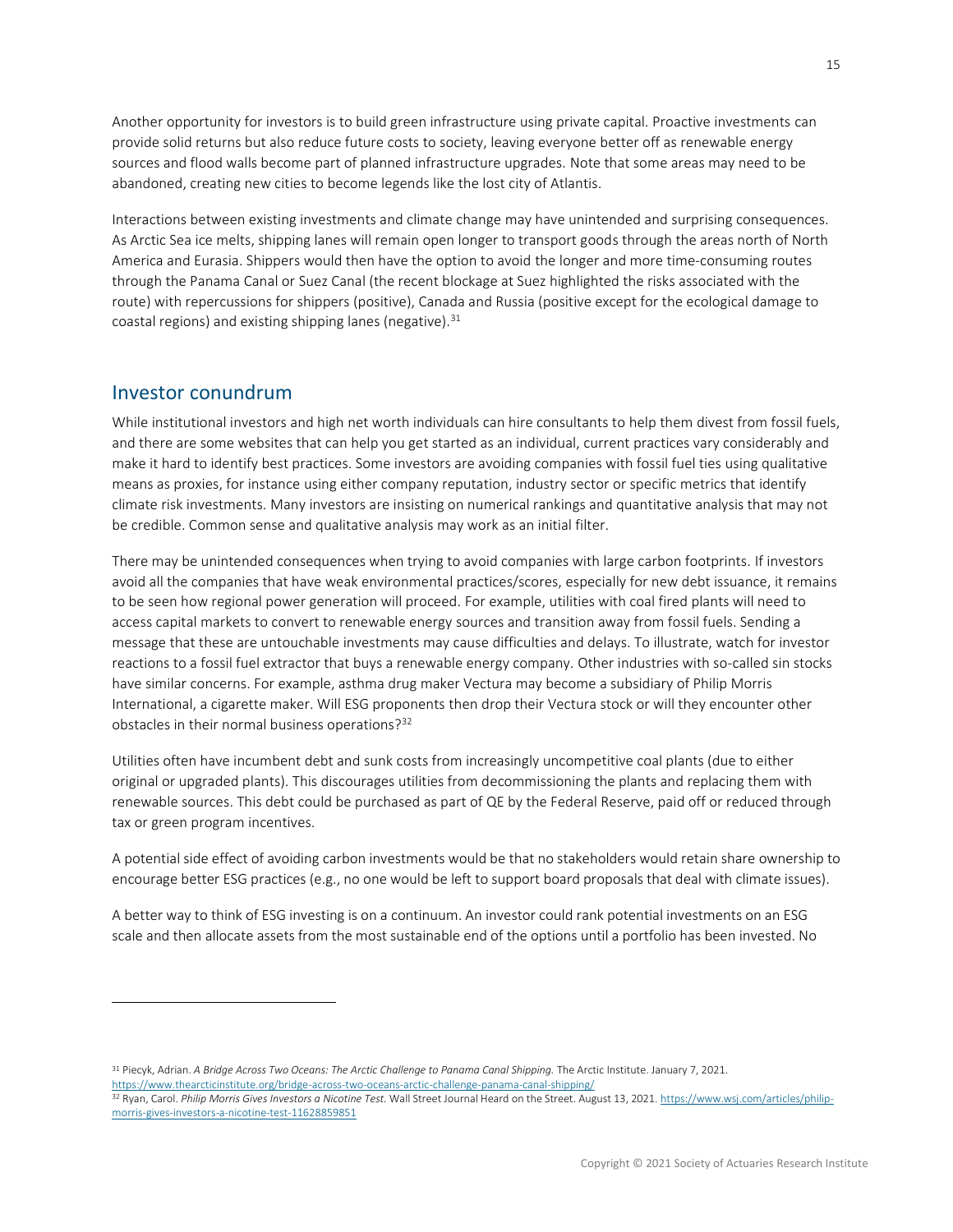Another opportunity for investors is to build green infrastructure using private capital. Proactive investments can provide solid returns but also reduce future costs to society, leaving everyone better off as renewable energy sources and flood walls become part of planned infrastructure upgrades. Note that some areas may need to be abandoned, creating new cities to become legends like the lost city of Atlantis.

Interactions between existing investments and climate change may have unintended and surprising consequences. As Arctic Sea ice melts, shipping lanes will remain open longer to transport goods through the areas north of North America and Eurasia. Shippers would then have the option to avoid the longer and more time-consuming routes through the Panama Canal or Suez Canal (the recent blockage at Suez highlighted the risks associated with the route) with repercussions for shippers (positive), Canada and Russia (positive except for the ecological damage to coastal regions) and existing shipping lanes (negative).[31]

## Investor conundrum

While institutional investors and high net worth individuals can hire consultants to help them divest from fossil fuels, and there are some websites that can help you get started as an individual, current practices vary considerably and make it hard to identify best practices. Some investors are avoiding companies with fossil fuel ties using qualitative means as proxies, for instance using either company reputation, industry sector or specific metrics that identify climate risk investments. Many investors are insisting on numerical rankings and quantitative analysis that may not be credible. Common sense and qualitative analysis may work as an initial filter.

There may be unintended consequences when trying to avoid companies with large carbon footprints. If investors avoid all the companies that have weak environmental practices/scores, especially for new debt issuance, it remains to be seen how regional power generation will proceed. For example, utilities with coal fired plants will need to access capital markets to convert to renewable energy sources and transition away from fossil fuels. Sending a message that these are untouchable investments may cause difficulties and delays. To illustrate, watch for investor reactions to a fossil fuel extractor that buys a renewable energy company. Other industries with so-called sin stocks have similar concerns. For example, asthma drug maker Vectura may become a subsidiary of Philip Morris International, a cigarette maker. Will ESG proponents then drop their Vectura stock or will they encounter other obstacles in their normal business operations?[32]

Utilities often have incumbent debt and sunk costs from increasingly uncompetitive coal plants (due to either original or upgraded plants). This discourages utilities from decommissioning the plants and replacing them with renewable sources. This debt could be purchased as part of QE by the Federal Reserve, paid off or reduced through tax or green program incentives.

A potential side effect of avoiding carbon investments would be that no stakeholders would retain share ownership to encourage better ESG practices (e.g., no one would be left to support board proposals that deal with climate issues).

A better way to think of ESG investing is on a continuum. An investor could rank potential investments on an ESG scale and then allocate assets from the most sustainable end of the options until a portfolio has been invested. No

---

[31] Piecyk, Adrian. *A Bridge Across Two Oceans: The Arctic Challenge to Panama Canal Shipping.* The Arctic Institute. January 7, 2021. https://www.thearcticinstitute.org/bridge-across-two-oceans-arctic-challenge-panama-canal-shipping/

[32] Ryan, Carol. *Philip Morris Gives Investors a Nicotine Test.* Wall Street Journal Heard on the Street. August 13, 2021. https://www.wsj.com/articles/philip-morris-gives-investors-a-nicotine-test-11628859851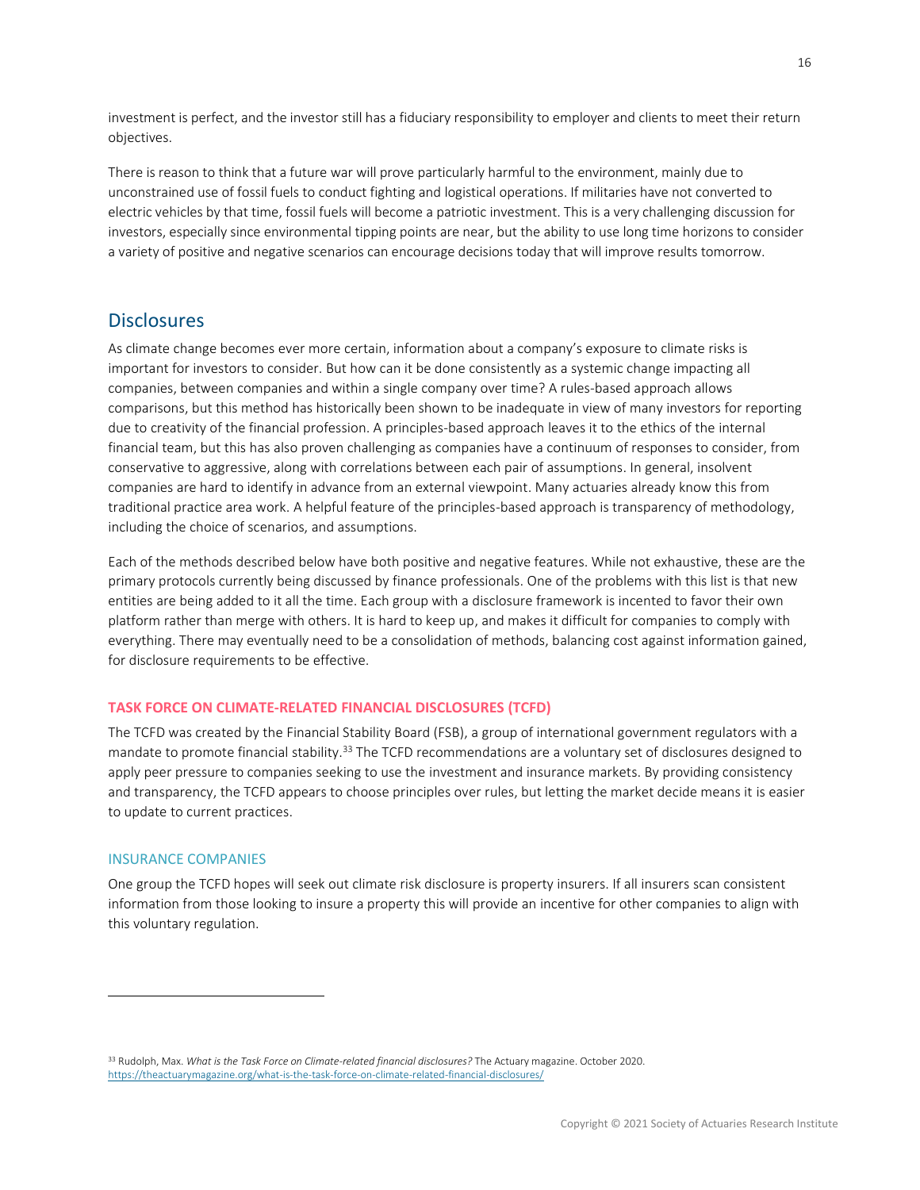investment is perfect, and the investor still has a fiduciary responsibility to employer and clients to meet their return objectives.

There is reason to think that a future war will prove particularly harmful to the environment, mainly due to unconstrained use of fossil fuels to conduct fighting and logistical operations. If militaries have not converted to electric vehicles by that time, fossil fuels will become a patriotic investment. This is a very challenging discussion for investors, especially since environmental tipping points are near, but the ability to use long time horizons to consider a variety of positive and negative scenarios can encourage decisions today that will improve results tomorrow.

## Disclosures

As climate change becomes ever more certain, information about a company's exposure to climate risks is important for investors to consider. But how can it be done consistently as a systemic change impacting all companies, between companies and within a single company over time? A rules-based approach allows comparisons, but this method has historically been shown to be inadequate in view of many investors for reporting due to creativity of the financial profession. A principles-based approach leaves it to the ethics of the internal financial team, but this has also proven challenging as companies have a continuum of responses to consider, from conservative to aggressive, along with correlations between each pair of assumptions. In general, insolvent companies are hard to identify in advance from an external viewpoint. Many actuaries already know this from traditional practice area work. A helpful feature of the principles-based approach is transparency of methodology, including the choice of scenarios, and assumptions.

Each of the methods described below have both positive and negative features. While not exhaustive, these are the primary protocols currently being discussed by finance professionals. One of the problems with this list is that new entities are being added to it all the time. Each group with a disclosure framework is incented to favor their own platform rather than merge with others. It is hard to keep up, and makes it difficult for companies to comply with everything. There may eventually need to be a consolidation of methods, balancing cost against information gained, for disclosure requirements to be effective.

### TASK FORCE ON CLIMATE-RELATED FINANCIAL DISCLOSURES (TCFD)

The TCFD was created by the Financial Stability Board (FSB), a group of international government regulators with a mandate to promote financial stability.[33] The TCFD recommendations are a voluntary set of disclosures designed to apply peer pressure to companies seeking to use the investment and insurance markets. By providing consistency and transparency, the TCFD appears to choose principles over rules, but letting the market decide means it is easier to update to current practices.

#### INSURANCE COMPANIES

One group the TCFD hopes will seek out climate risk disclosure is property insurers. If all insurers scan consistent information from those looking to insure a property this will provide an incentive for other companies to align with this voluntary regulation.

---

[33] Rudolph, Max. *What is the Task Force on Climate-related financial disclosures?* The Actuary magazine. October 2020. https://theactuarymagazine.org/what-is-the-task-force-on-climate-related-financial-disclosures/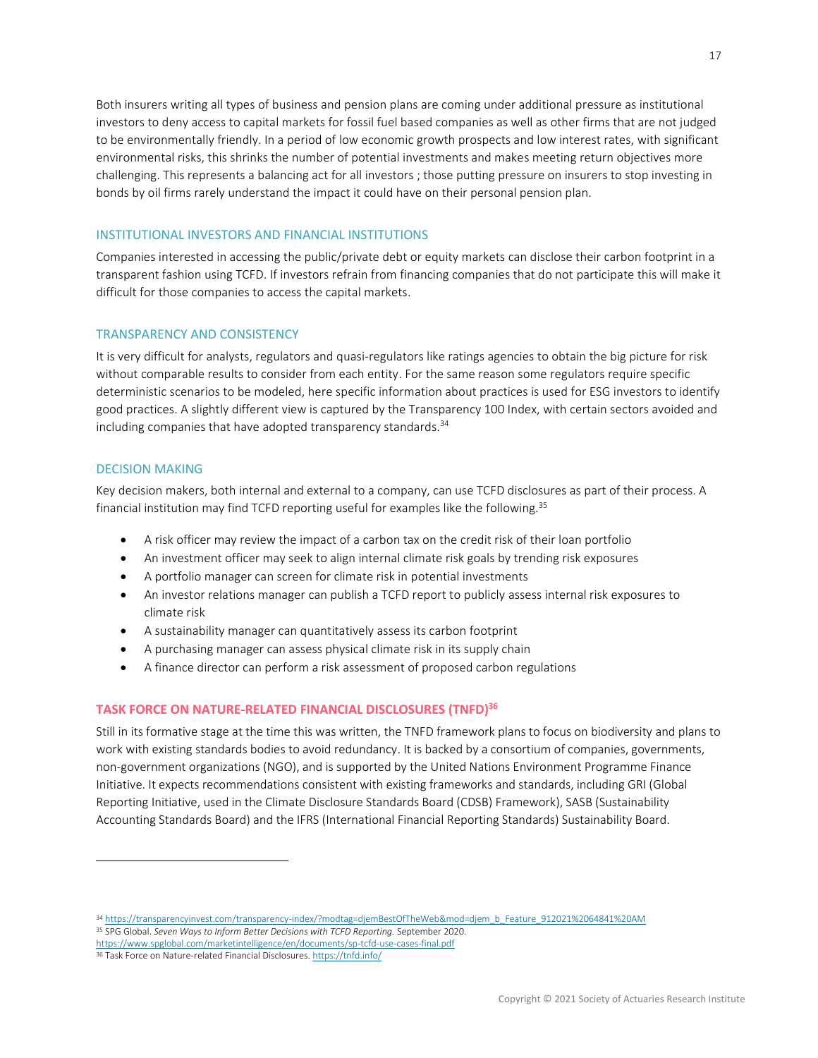Both insurers writing all types of business and pension plans are coming under additional pressure as institutional investors to deny access to capital markets for fossil fuel based companies as well as other firms that are not judged to be environmentally friendly. In a period of low economic growth prospects and low interest rates, with significant environmental risks, this shrinks the number of potential investments and makes meeting return objectives more challenging. This represents a balancing act for all investors ; those putting pressure on insurers to stop investing in bonds by oil firms rarely understand the impact it could have on their personal pension plan.

### INSTITUTIONAL INVESTORS AND FINANCIAL INSTITUTIONS

Companies interested in accessing the public/private debt or equity markets can disclose their carbon footprint in a transparent fashion using TCFD. If investors refrain from financing companies that do not participate this will make it difficult for those companies to access the capital markets.

### TRANSPARENCY AND CONSISTENCY

It is very difficult for analysts, regulators and quasi-regulators like ratings agencies to obtain the big picture for risk without comparable results to consider from each entity. For the same reason some regulators require specific deterministic scenarios to be modeled, here specific information about practices is used for ESG investors to identify good practices. A slightly different view is captured by the Transparency 100 Index, with certain sectors avoided and including companies that have adopted transparency standards.[34]

### DECISION MAKING

Key decision makers, both internal and external to a company, can use TCFD disclosures as part of their process. A financial institution may find TCFD reporting useful for examples like the following.[35]

- A risk officer may review the impact of a carbon tax on the credit risk of their loan portfolio
- An investment officer may seek to align internal climate risk goals by trending risk exposures
- A portfolio manager can screen for climate risk in potential investments
- An investor relations manager can publish a TCFD report to publicly assess internal risk exposures to climate risk
- A sustainability manager can quantitatively assess its carbon footprint
- A purchasing manager can assess physical climate risk in its supply chain
- A finance director can perform a risk assessment of proposed carbon regulations

## TASK FORCE ON NATURE-RELATED FINANCIAL DISCLOSURES (TNFD)[36]

Still in its formative stage at the time this was written, the TNFD framework plans to focus on biodiversity and plans to work with existing standards bodies to avoid redundancy. It is backed by a consortium of companies, governments, non-government organizations (NGO), and is supported by the United Nations Environment Programme Finance Initiative. It expects recommendations consistent with existing frameworks and standards, including GRI (Global Reporting Initiative, used in the Climate Disclosure Standards Board (CDSB) Framework), SASB (Sustainability Accounting Standards Board) and the IFRS (International Financial Reporting Standards) Sustainability Board.

---

[34] https://transparencyinvest.com/transparency-index/?modtag=djemBestOfTheWeb&mod=djem_b_Feature_912021%2064841%20AM

[35] SPG Global. *Seven Ways to Inform Better Decisions with TCFD Reporting.* September 2020. https://www.spglobal.com/marketintelligence/en/documents/sp-tcfd-use-cases-final.pdf

[36] Task Force on Nature-related Financial Disclosures. https://tnfd.info/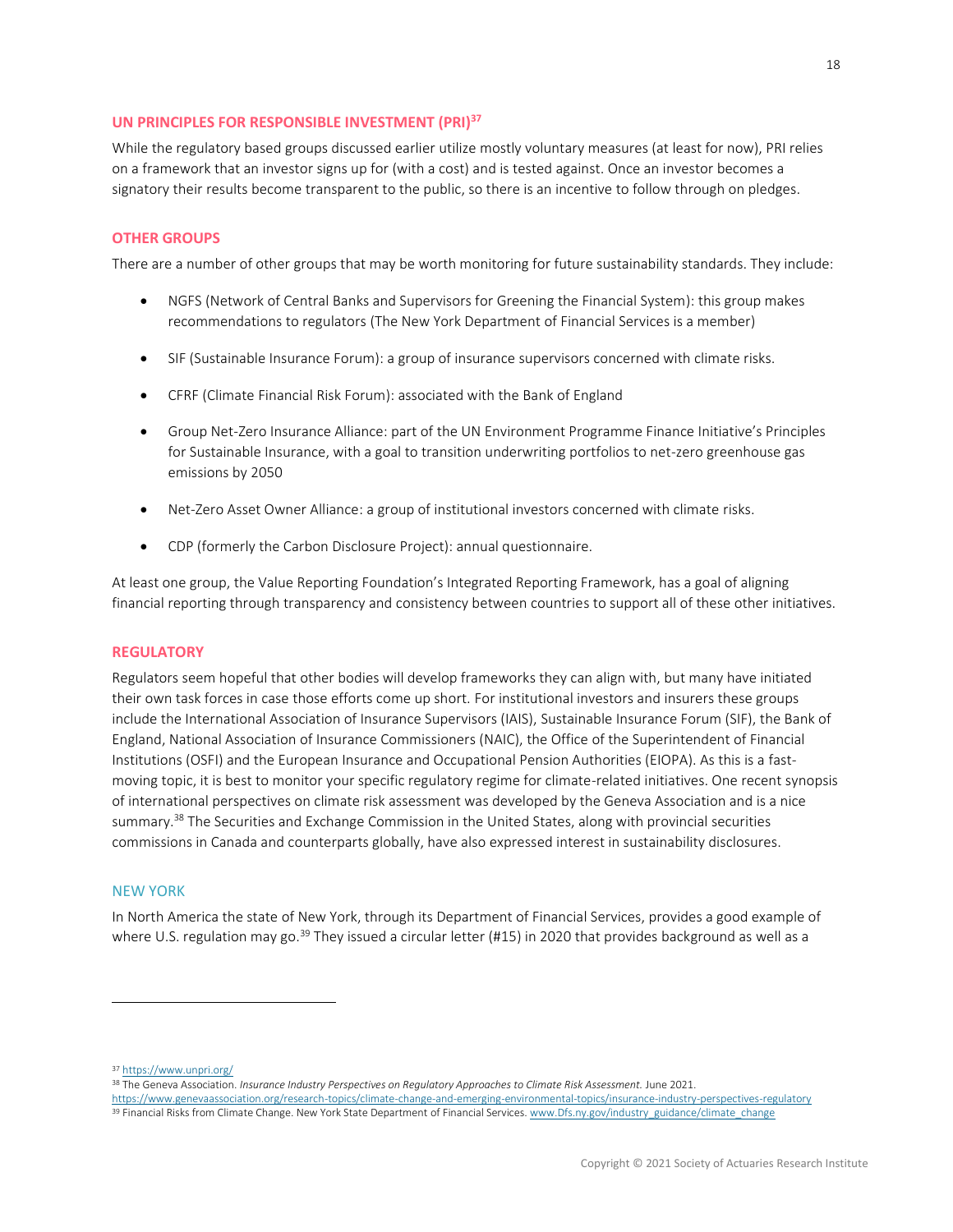## UN PRINCIPLES FOR RESPONSIBLE INVESTMENT (PRI)[37]

While the regulatory based groups discussed earlier utilize mostly voluntary measures (at least for now), PRI relies on a framework that an investor signs up for (with a cost) and is tested against. Once an investor becomes a signatory their results become transparent to the public, so there is an incentive to follow through on pledges.

## OTHER GROUPS

There are a number of other groups that may be worth monitoring for future sustainability standards. They include:

- NGFS (Network of Central Banks and Supervisors for Greening the Financial System): this group makes recommendations to regulators (The New York Department of Financial Services is a member)
- SIF (Sustainable Insurance Forum): a group of insurance supervisors concerned with climate risks.
- CFRF (Climate Financial Risk Forum): associated with the Bank of England
- Group Net-Zero Insurance Alliance: part of the UN Environment Programme Finance Initiative's Principles for Sustainable Insurance, with a goal to transition underwriting portfolios to net-zero greenhouse gas emissions by 2050
- Net-Zero Asset Owner Alliance: a group of institutional investors concerned with climate risks.
- CDP (formerly the Carbon Disclosure Project): annual questionnaire.

At least one group, the Value Reporting Foundation's Integrated Reporting Framework, has a goal of aligning financial reporting through transparency and consistency between countries to support all of these other initiatives.

## REGULATORY

Regulators seem hopeful that other bodies will develop frameworks they can align with, but many have initiated their own task forces in case those efforts come up short. For institutional investors and insurers these groups include the International Association of Insurance Supervisors (IAIS), Sustainable Insurance Forum (SIF), the Bank of England, National Association of Insurance Commissioners (NAIC), the Office of the Superintendent of Financial Institutions (OSFI) and the European Insurance and Occupational Pension Authorities (EIOPA). As this is a fast-moving topic, it is best to monitor your specific regulatory regime for climate-related initiatives. One recent synopsis of international perspectives on climate risk assessment was developed by the Geneva Association and is a nice summary.[38] The Securities and Exchange Commission in the United States, along with provincial securities commissions in Canada and counterparts globally, have also expressed interest in sustainability disclosures.

### NEW YORK

In North America the state of New York, through its Department of Financial Services, provides a good example of where U.S. regulation may go.[39] They issued a circular letter (#15) in 2020 that provides background as well as a

---

[37] https://www.unpri.org/

[38] The Geneva Association. *Insurance Industry Perspectives on Regulatory Approaches to Climate Risk Assessment.* June 2021. https://www.genevaassociation.org/research-topics/climate-change-and-emerging-environmental-topics/insurance-industry-perspectives-regulatory

[39] Financial Risks from Climate Change. New York State Department of Financial Services. www.Dfs.ny.gov/industry_guidance/climate_change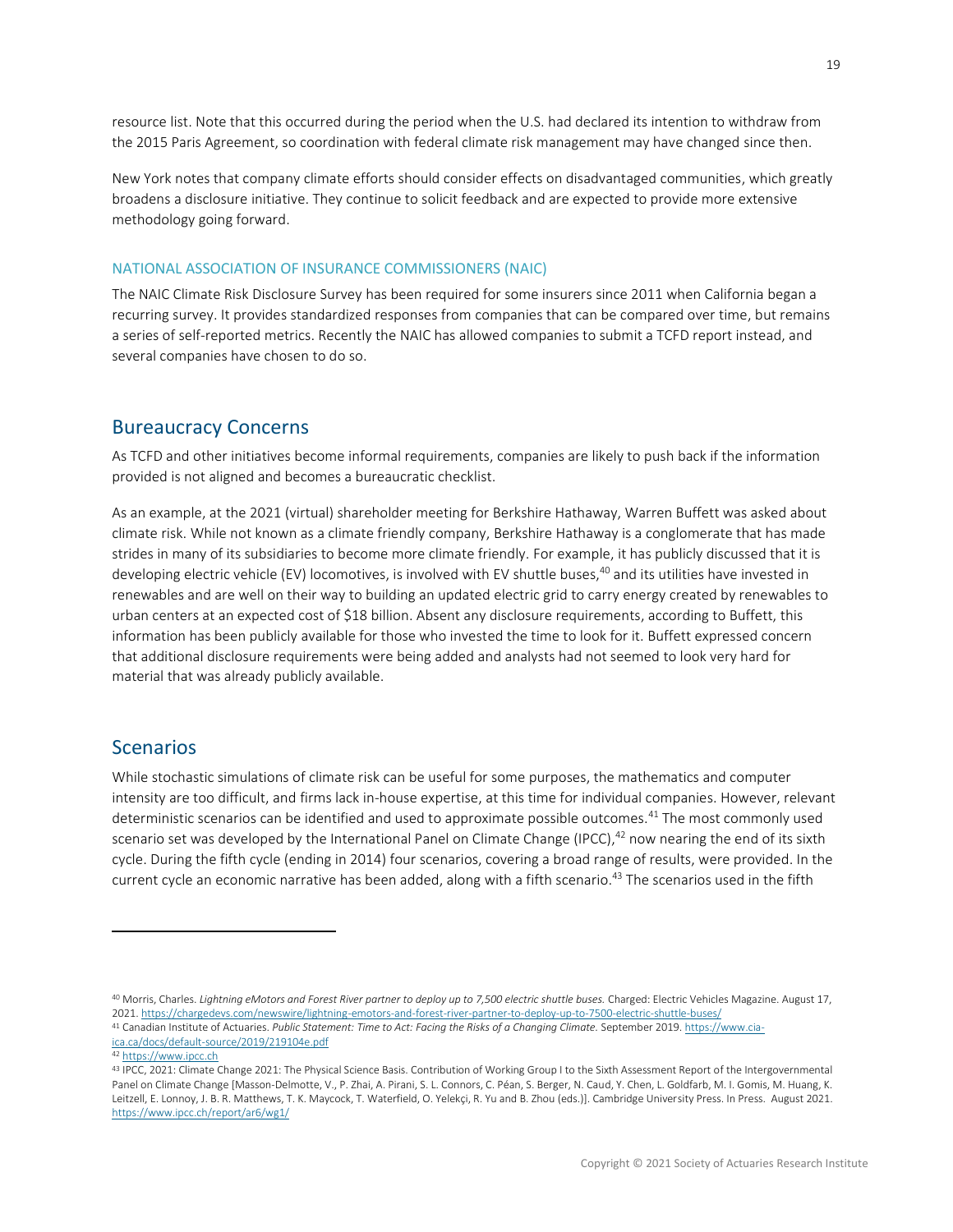resource list. Note that this occurred during the period when the U.S. had declared its intention to withdraw from the 2015 Paris Agreement, so coordination with federal climate risk management may have changed since then.

New York notes that company climate efforts should consider effects on disadvantaged communities, which greatly broadens a disclosure initiative. They continue to solicit feedback and are expected to provide more extensive methodology going forward.

### NATIONAL ASSOCIATION OF INSURANCE COMMISSIONERS (NAIC)

The NAIC Climate Risk Disclosure Survey has been required for some insurers since 2011 when California began a recurring survey. It provides standardized responses from companies that can be compared over time, but remains a series of self-reported metrics. Recently the NAIC has allowed companies to submit a TCFD report instead, and several companies have chosen to do so.

## Bureaucracy Concerns

As TCFD and other initiatives become informal requirements, companies are likely to push back if the information provided is not aligned and becomes a bureaucratic checklist.

As an example, at the 2021 (virtual) shareholder meeting for Berkshire Hathaway, Warren Buffett was asked about climate risk. While not known as a climate friendly company, Berkshire Hathaway is a conglomerate that has made strides in many of its subsidiaries to become more climate friendly. For example, it has publicly discussed that it is developing electric vehicle (EV) locomotives, is involved with EV shuttle buses,[40] and its utilities have invested in renewables and are well on their way to building an updated electric grid to carry energy created by renewables to urban centers at an expected cost of $18 billion. Absent any disclosure requirements, according to Buffett, this information has been publicly available for those who invested the time to look for it. Buffett expressed concern that additional disclosure requirements were being added and analysts had not seemed to look very hard for material that was already publicly available.

## Scenarios

While stochastic simulations of climate risk can be useful for some purposes, the mathematics and computer intensity are too difficult, and firms lack in-house expertise, at this time for individual companies. However, relevant deterministic scenarios can be identified and used to approximate possible outcomes.[41] The most commonly used scenario set was developed by the International Panel on Climate Change (IPCC),[42] now nearing the end of its sixth cycle. During the fifth cycle (ending in 2014) four scenarios, covering a broad range of results, were provided. In the current cycle an economic narrative has been added, along with a fifth scenario.[43] The scenarios used in the fifth

---

[40] Morris, Charles. *Lightning eMotors and Forest River partner to deploy up to 7,500 electric shuttle buses.* Charged: Electric Vehicles Magazine. August 17, 2021. https://chargedevs.com/newswire/lightning-emotors-and-forest-river-partner-to-deploy-up-to-7500-electric-shuttle-buses/

[41] Canadian Institute of Actuaries. *Public Statement: Time to Act: Facing the Risks of a Changing Climate.* September 2019. https://www.cia-ica.ca/docs/default-source/2019/219104e.pdf

[42] https://www.ipcc.ch

[43] IPCC, 2021: Climate Change 2021: The Physical Science Basis. Contribution of Working Group I to the Sixth Assessment Report of the Intergovernmental Panel on Climate Change [Masson-Delmotte, V., P. Zhai, A. Pirani, S. L. Connors, C. Péan, S. Berger, N. Caud, Y. Chen, L. Goldfarb, M. I. Gomis, M. Huang, K. Leitzell, E. Lonnoy, J. B. R. Matthews, T. K. Maycock, T. Waterfield, O. Yelekçi, R. Yu and B. Zhou (eds.)]. Cambridge University Press. In Press. August 2021. https://www.ipcc.ch/report/ar6/wg1/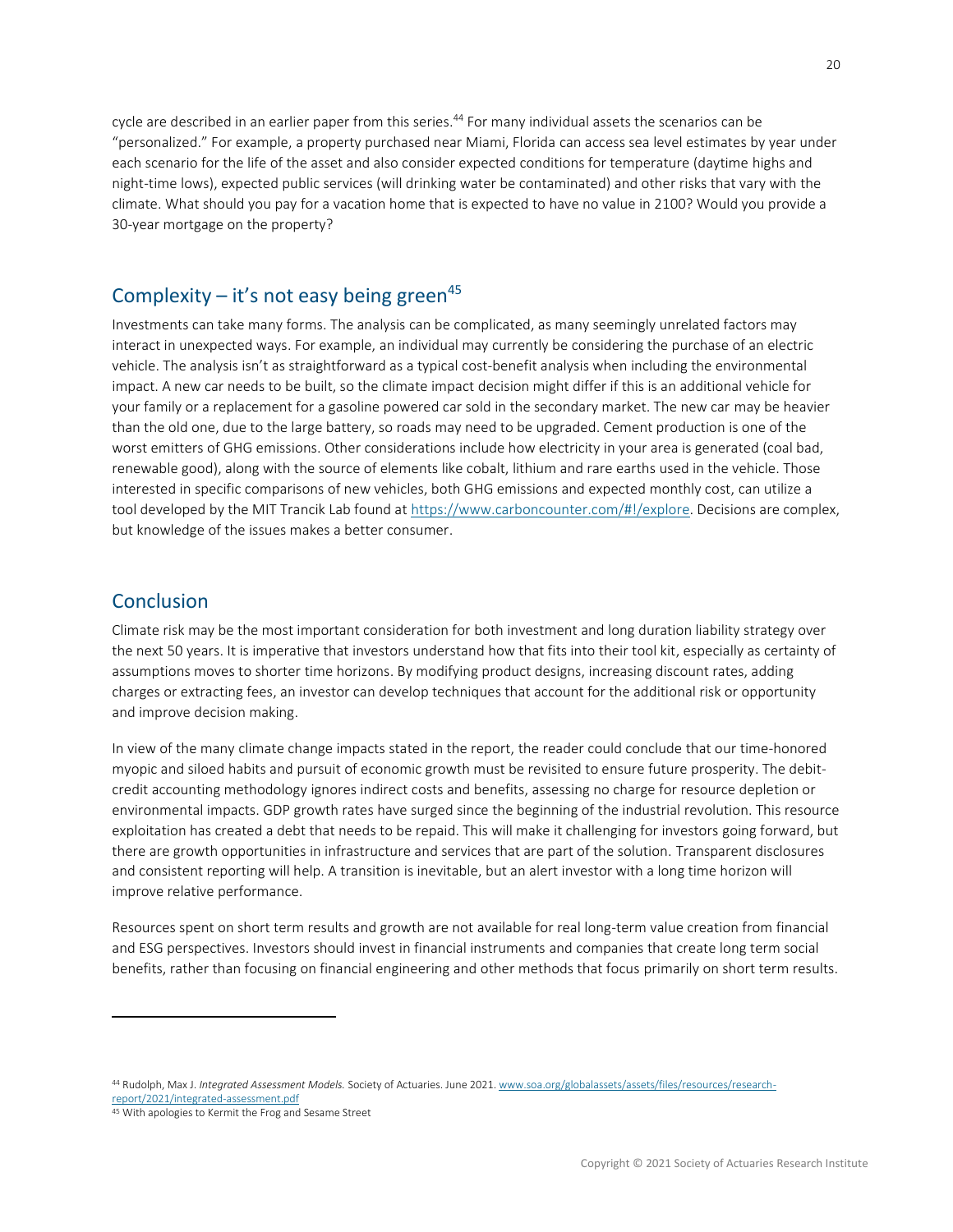cycle are described in an earlier paper from this series.[44] For many individual assets the scenarios can be "personalized." For example, a property purchased near Miami, Florida can access sea level estimates by year under each scenario for the life of the asset and also consider expected conditions for temperature (daytime highs and night-time lows), expected public services (will drinking water be contaminated) and other risks that vary with the climate. What should you pay for a vacation home that is expected to have no value in 2100? Would you provide a 30-year mortgage on the property?

## Complexity – it's not easy being green[45]

Investments can take many forms. The analysis can be complicated, as many seemingly unrelated factors may interact in unexpected ways. For example, an individual may currently be considering the purchase of an electric vehicle. The analysis isn't as straightforward as a typical cost-benefit analysis when including the environmental impact. A new car needs to be built, so the climate impact decision might differ if this is an additional vehicle for your family or a replacement for a gasoline powered car sold in the secondary market. The new car may be heavier than the old one, due to the large battery, so roads may need to be upgraded. Cement production is one of the worst emitters of GHG emissions. Other considerations include how electricity in your area is generated (coal bad, renewable good), along with the source of elements like cobalt, lithium and rare earths used in the vehicle. Those interested in specific comparisons of new vehicles, both GHG emissions and expected monthly cost, can utilize a tool developed by the MIT Trancik Lab found at https://www.carboncounter.com/#!/explore. Decisions are complex, but knowledge of the issues makes a better consumer.

## Conclusion

Climate risk may be the most important consideration for both investment and long duration liability strategy over the next 50 years. It is imperative that investors understand how that fits into their tool kit, especially as certainty of assumptions moves to shorter time horizons. By modifying product designs, increasing discount rates, adding charges or extracting fees, an investor can develop techniques that account for the additional risk or opportunity and improve decision making.

In view of the many climate change impacts stated in the report, the reader could conclude that our time-honored myopic and siloed habits and pursuit of economic growth must be revisited to ensure future prosperity. The debit-credit accounting methodology ignores indirect costs and benefits, assessing no charge for resource depletion or environmental impacts. GDP growth rates have surged since the beginning of the industrial revolution. This resource exploitation has created a debt that needs to be repaid. This will make it challenging for investors going forward, but there are growth opportunities in infrastructure and services that are part of the solution. Transparent disclosures and consistent reporting will help. A transition is inevitable, but an alert investor with a long time horizon will improve relative performance.

Resources spent on short term results and growth are not available for real long-term value creation from financial and ESG perspectives. Investors should invest in financial instruments and companies that create long term social benefits, rather than focusing on financial engineering and other methods that focus primarily on short term results.

---

[44] Rudolph, Max J. *Integrated Assessment Models.* Society of Actuaries. June 2021. www.soa.org/globalassets/assets/files/resources/research-report/2021/integrated-assessment.pdf

[45] With apologies to Kermit the Frog and Sesame Street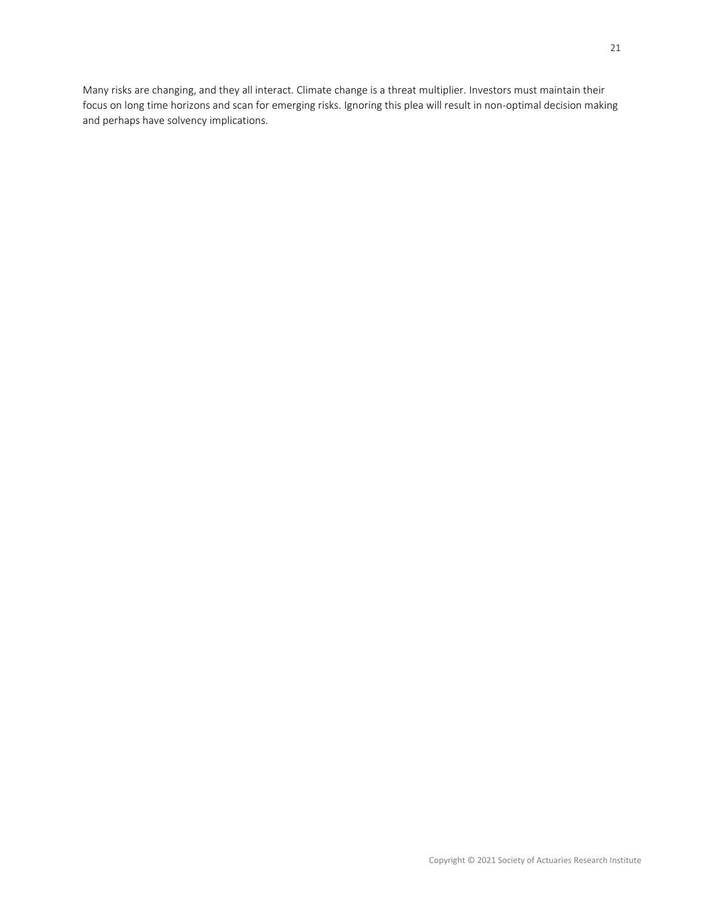Many risks are changing, and they all interact. Climate change is a threat multiplier. Investors must maintain their focus on long time horizons and scan for emerging risks. Ignoring this plea will result in non-optimal decision making and perhaps have solvency implications.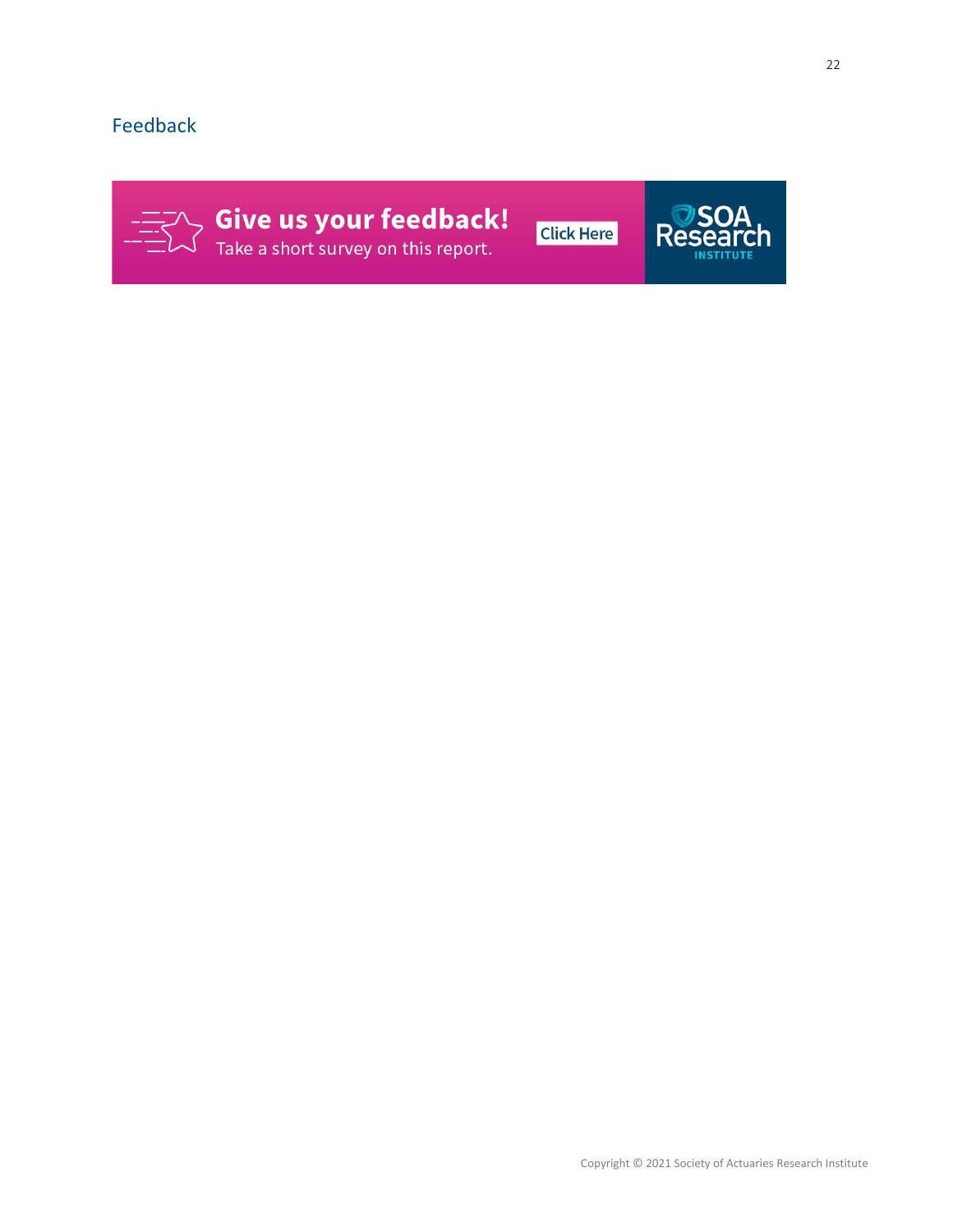## Feedback

**Give us your feedback!**
Take a short survey on this report.

Click Here

SOA Research INSTITUTE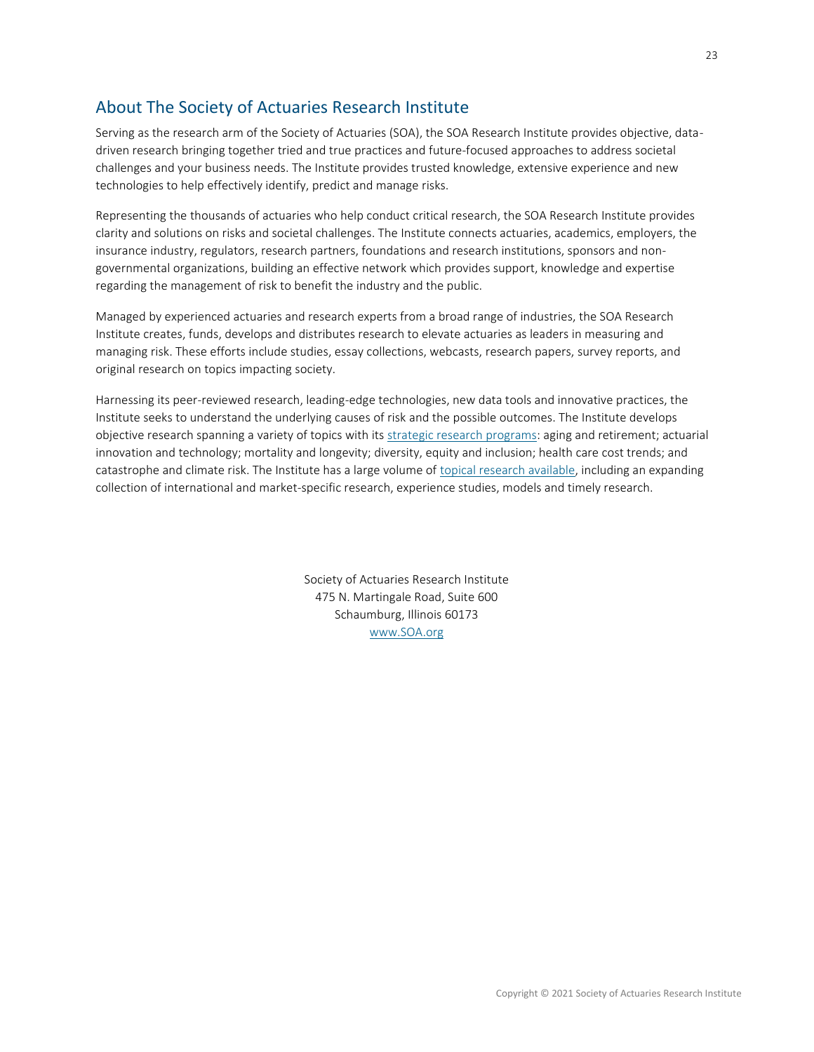## About The Society of Actuaries Research Institute

Serving as the research arm of the Society of Actuaries (SOA), the SOA Research Institute provides objective, data-driven research bringing together tried and true practices and future-focused approaches to address societal challenges and your business needs. The Institute provides trusted knowledge, extensive experience and new technologies to help effectively identify, predict and manage risks.

Representing the thousands of actuaries who help conduct critical research, the SOA Research Institute provides clarity and solutions on risks and societal challenges. The Institute connects actuaries, academics, employers, the insurance industry, regulators, research partners, foundations and research institutions, sponsors and non-governmental organizations, building an effective network which provides support, knowledge and expertise regarding the management of risk to benefit the industry and the public.

Managed by experienced actuaries and research experts from a broad range of industries, the SOA Research Institute creates, funds, develops and distributes research to elevate actuaries as leaders in measuring and managing risk. These efforts include studies, essay collections, webcasts, research papers, survey reports, and original research on topics impacting society.

Harnessing its peer-reviewed research, leading-edge technologies, new data tools and innovative practices, the Institute seeks to understand the underlying causes of risk and the possible outcomes. The Institute develops objective research spanning a variety of topics with its strategic research programs: aging and retirement; actuarial innovation and technology; mortality and longevity; diversity, equity and inclusion; health care cost trends; and catastrophe and climate risk. The Institute has a large volume of topical research available, including an expanding collection of international and market-specific research, experience studies, models and timely research.

Society of Actuaries Research Institute
475 N. Martingale Road, Suite 600
Schaumburg, Illinois 60173
www.SOA.org